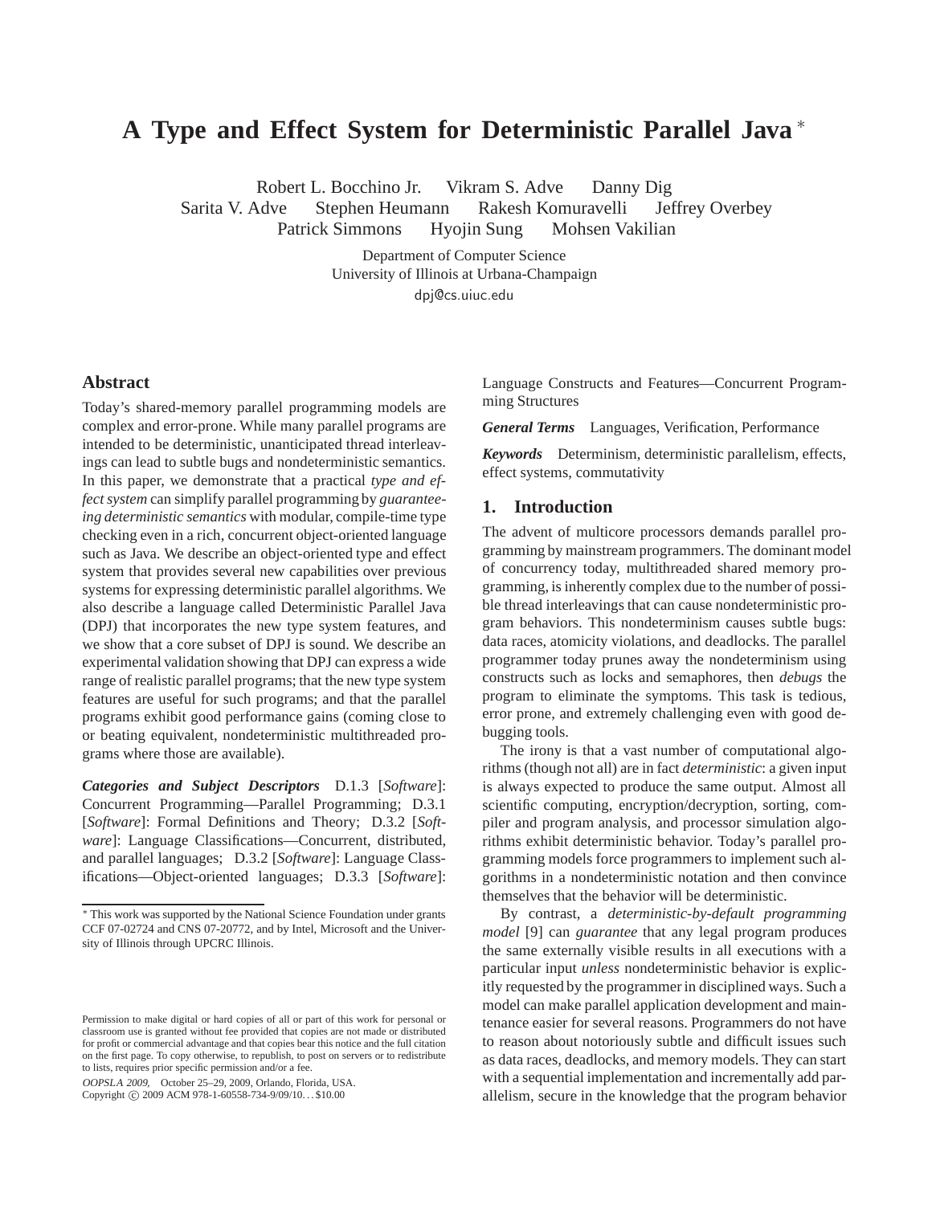# A Type and Effect System for Deterministic Parallel Java *

Robert L. Bocchino Jr. Vikram S. Adve Danny Dig
Sarita V. Adve Stephen Heumann Rakesh Komuravelli Jeffrey Overbey
Patrick Simmons Hyojin Sung Mohsen Vakilian

Department of Computer Science
University of Illinois at Urbana-Champaign
dpj@cs.uiuc.edu

## Abstract

Today's shared-memory parallel programming models are complex and error-prone. While many parallel programs are intended to be deterministic, unanticipated thread interleavings can lead to subtle bugs and nondeterministic semantics. In this paper, we demonstrate that a practical *type and effect system* can simplify parallel programming by *guaranteeing deterministic semantics* with modular, compile-time type checking even in a rich, concurrent object-oriented language such as Java. We describe an object-oriented type and effect system that provides several new capabilities over previous systems for expressing deterministic parallel algorithms. We also describe a language called Deterministic Parallel Java (DPJ) that incorporates the new type system features, and we show that a core subset of DPJ is sound. We describe an experimental validation showing that DPJ can express a wide range of realistic parallel programs; that the new type system features are useful for such programs; and that the parallel programs exhibit good performance gains (coming close to or beating equivalent, nondeterministic multithreaded programs where those are available).

***Categories and Subject Descriptors*** D.1.3 [*Software*]: Concurrent Programming—Parallel Programming; D.3.1 [*Software*]: Formal Definitions and Theory; D.3.2 [*Software*]: Language Classifications—Concurrent, distributed, and parallel languages; D.3.2 [*Software*]: Language Classifications—Object-oriented languages; D.3.3 [*Software*]: Language Constructs and Features—Concurrent Programming Structures

***General Terms*** Languages, Verification, Performance

***Keywords*** Determinism, deterministic parallelism, effects, effect systems, commutativity

* This work was supported by the National Science Foundation under grants CCF 07-02724 and CNS 07-20772, and by Intel, Microsoft and the University of Illinois through UPCRC Illinois.

Permission to make digital or hard copies of all or part of this work for personal or classroom use is granted without fee provided that copies are not made or distributed for profit or commercial advantage and that copies bear this notice and the full citation on the first page. To copy otherwise, to republish, to post on servers or to redistribute to lists, requires prior specific permission and/or a fee.
*OOPSLA 2009,* October 25–29, 2009, Orlando, Florida, USA.
Copyright © 2009 ACM 978-1-60558-734-9/09/10...$10.00

## 1. Introduction

The advent of multicore processors demands parallel programming by mainstream programmers. The dominant model of concurrency today, multithreaded shared memory programming, is inherently complex due to the number of possible thread interleavings that can cause nondeterministic program behaviors. This nondeterminism causes subtle bugs: data races, atomicity violations, and deadlocks. The parallel programmer today prunes away the nondeterminism using constructs such as locks and semaphores, then *debugs* the program to eliminate the symptoms. This task is tedious, error prone, and extremely challenging even with good debugging tools.

The irony is that a vast number of computational algorithms (though not all) are in fact *deterministic*: a given input is always expected to produce the same output. Almost all scientific computing, encryption/decryption, sorting, compiler and program analysis, and processor simulation algorithms exhibit deterministic behavior. Today's parallel programming models force programmers to implement such algorithms in a nondeterministic notation and then convince themselves that the behavior will be deterministic.

By contrast, a *deterministic-by-default programming model* [9] can *guarantee* that any legal program produces the same externally visible results in all executions with a particular input *unless* nondeterministic behavior is explicitly requested by the programmer in disciplined ways. Such a model can make parallel application development and maintenance easier for several reasons. Programmers do not have to reason about notoriously subtle and difficult issues such as data races, deadlocks, and memory models. They can start with a sequential implementation and incrementally add parallelism, secure in the knowledge that the program behavior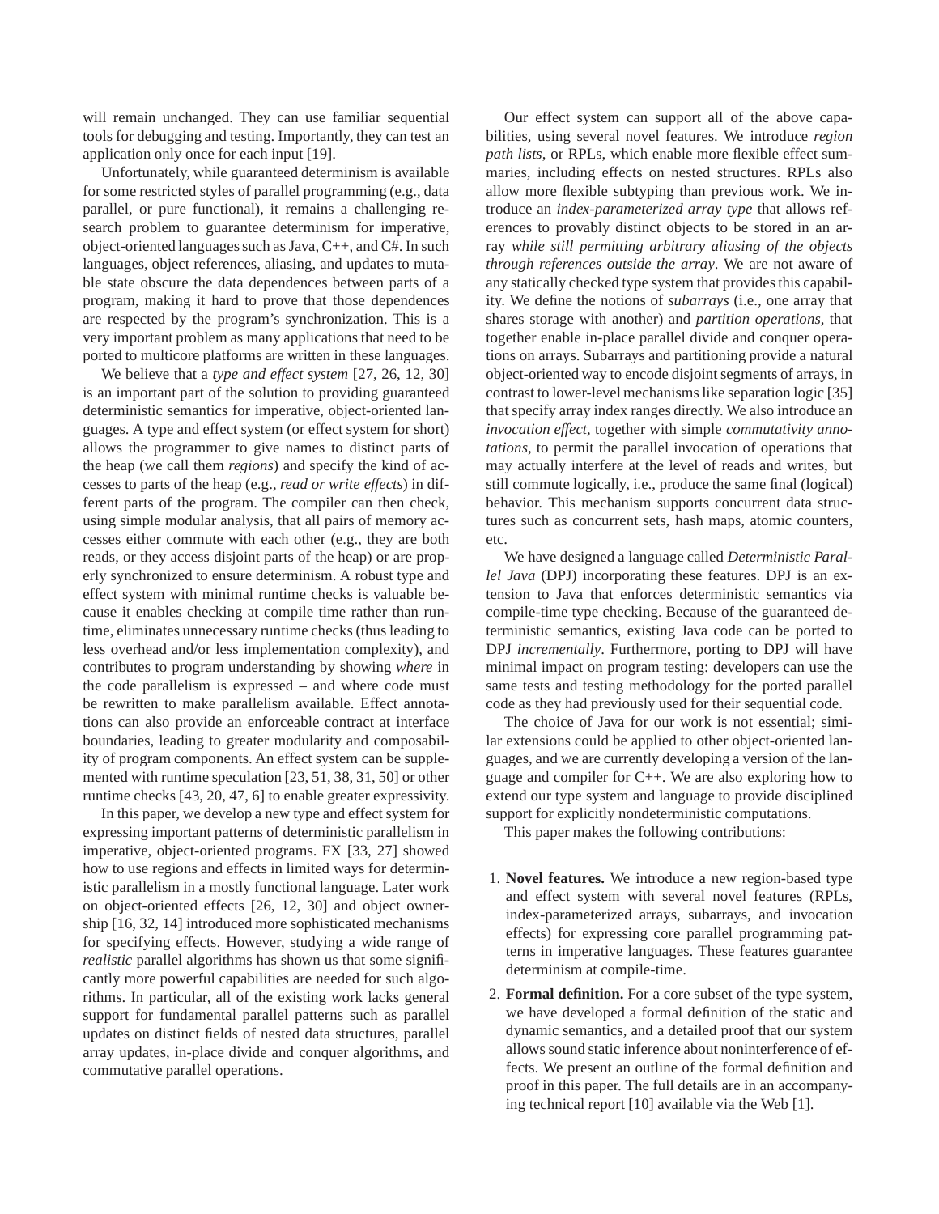will remain unchanged. They can use familiar sequential tools for debugging and testing. Importantly, they can test an application only once for each input [19].

Unfortunately, while guaranteed determinism is available for some restricted styles of parallel programming (e.g., data parallel, or pure functional), it remains a challenging research problem to guarantee determinism for imperative, object-oriented languages such as Java, C++, and C#. In such languages, object references, aliasing, and updates to mutable state obscure the data dependences between parts of a program, making it hard to prove that those dependences are respected by the program's synchronization. This is a very important problem as many applications that need to be ported to multicore platforms are written in these languages.

We believe that a *type and effect system* [27, 26, 12, 30] is an important part of the solution to providing guaranteed deterministic semantics for imperative, object-oriented languages. A type and effect system (or effect system for short) allows the programmer to give names to distinct parts of the heap (we call them *regions*) and specify the kind of accesses to parts of the heap (e.g., *read or write effects*) in different parts of the program. The compiler can then check, using simple modular analysis, that all pairs of memory accesses either commute with each other (e.g., they are both reads, or they access disjoint parts of the heap) or are properly synchronized to ensure determinism. A robust type and effect system with minimal runtime checks is valuable because it enables checking at compile time rather than runtime, eliminates unnecessary runtime checks (thus leading to less overhead and/or less implementation complexity), and contributes to program understanding by showing *where* in the code parallelism is expressed – and where code must be rewritten to make parallelism available. Effect annotations can also provide an enforceable contract at interface boundaries, leading to greater modularity and composability of program components. An effect system can be supplemented with runtime speculation [23, 51, 38, 31, 50] or other runtime checks [43, 20, 47, 6] to enable greater expressivity.

In this paper, we develop a new type and effect system for expressing important patterns of deterministic parallelism in imperative, object-oriented programs. FX [33, 27] showed how to use regions and effects in limited ways for deterministic parallelism in a mostly functional language. Later work on object-oriented effects [26, 12, 30] and object ownership [16, 32, 14] introduced more sophisticated mechanisms for specifying effects. However, studying a wide range of *realistic* parallel algorithms has shown us that some significantly more powerful capabilities are needed for such algorithms. In particular, all of the existing work lacks general support for fundamental parallel patterns such as parallel updates on distinct fields of nested data structures, parallel array updates, in-place divide and conquer algorithms, and commutative parallel operations.

Our effect system can support all of the above capabilities, using several novel features. We introduce *region path lists*, or RPLs, which enable more flexible effect summaries, including effects on nested structures. RPLs also allow more flexible subtyping than previous work. We introduce an *index-parameterized array type* that allows references to provably distinct objects to be stored in an array *while still permitting arbitrary aliasing of the objects through references outside the array*. We are not aware of any statically checked type system that provides this capability. We define the notions of *subarrays* (i.e., one array that shares storage with another) and *partition operations*, that together enable in-place parallel divide and conquer operations on arrays. Subarrays and partitioning provide a natural object-oriented way to encode disjoint segments of arrays, in contrast to lower-level mechanisms like separation logic [35] that specify array index ranges directly. We also introduce an *invocation effect*, together with simple *commutativity annotations*, to permit the parallel invocation of operations that may actually interfere at the level of reads and writes, but still commute logically, i.e., produce the same final (logical) behavior. This mechanism supports concurrent data structures such as concurrent sets, hash maps, atomic counters, etc.

We have designed a language called *Deterministic Parallel Java* (DPJ) incorporating these features. DPJ is an extension to Java that enforces deterministic semantics via compile-time type checking. Because of the guaranteed deterministic semantics, existing Java code can be ported to DPJ *incrementally*. Furthermore, porting to DPJ will have minimal impact on program testing: developers can use the same tests and testing methodology for the ported parallel code as they had previously used for their sequential code.

The choice of Java for our work is not essential; similar extensions could be applied to other object-oriented languages, and we are currently developing a version of the language and compiler for C++. We are also exploring how to extend our type system and language to provide disciplined support for explicitly nondeterministic computations.

This paper makes the following contributions:

1. **Novel features.** We introduce a new region-based type and effect system with several novel features (RPLs, index-parameterized arrays, subarrays, and invocation effects) for expressing core parallel programming patterns in imperative languages. These features guarantee determinism at compile-time.
2. **Formal definition.** For a core subset of the type system, we have developed a formal definition of the static and dynamic semantics, and a detailed proof that our system allows sound static inference about noninterference of effects. We present an outline of the formal definition and proof in this paper. The full details are in an accompanying technical report [10] available via the Web [1].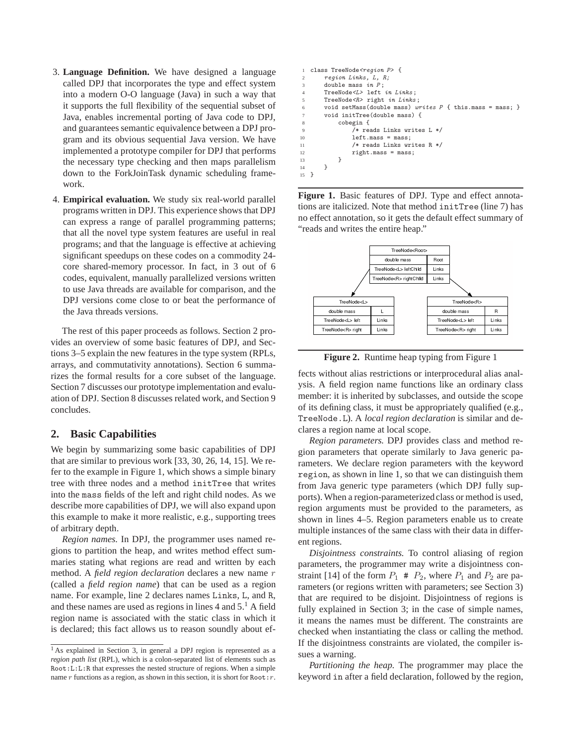3. **Language Definition.** We have designed a language called DPJ that incorporates the type and effect system into a modern O-O language (Java) in such a way that it supports the full flexibility of the sequential subset of Java, enables incremental porting of Java code to DPJ, and guarantees semantic equivalence between a DPJ program and its obvious sequential Java version. We have implemented a prototype compiler for DPJ that performs the necessary type checking and then maps parallelism down to the ForkJoinTask dynamic scheduling framework.

4. **Empirical evaluation.** We study six real-world parallel programs written in DPJ. This experience shows that DPJ can express a range of parallel programming patterns; that all the novel type system features are useful in real programs; and that the language is effective at achieving significant speedups on these codes on a commodity 24-core shared-memory processor. In fact, in 3 out of 6 codes, equivalent, manually parallelized versions written to use Java threads are available for comparison, and the DPJ versions come close to or beat the performance of the Java threads versions.

The rest of this paper proceeds as follows. Section 2 provides an overview of some basic features of DPJ, and Sections 3–5 explain the new features in the type system (RPLs, arrays, and commutativity annotations). Section 6 summarizes the formal results for a core subset of the language. Section 7 discusses our prototype implementation and evaluation of DPJ. Section 8 discusses related work, and Section 9 concludes.

## 2. Basic Capabilities

We begin by summarizing some basic capabilities of DPJ that are similar to previous work [33, 30, 26, 14, 15]. We refer to the example in Figure 1, which shows a simple binary tree with three nodes and a method `initTree` that writes into the `mass` fields of the left and right child nodes. As we describe more capabilities of DPJ, we will also expand upon this example to make it more realistic, e.g., supporting trees of arbitrary depth.

*Region names.* In DPJ, the programmer uses named regions to partition the heap, and writes method effect summaries stating what regions are read and written by each method. A *field region declaration* declares a new name $r$ (called a *field region name*) that can be used as a region name. For example, line 2 declares names `Links`, `L`, and `R`, and these names are used as regions in lines 4 and 5.[1] A field region name is associated with the static class in which it is declared; this fact allows us to reason soundly about effects without alias restrictions or interprocedural alias analysis. A field region name functions like an ordinary class member: it is inherited by subclasses, and outside the scope of its defining class, it must be appropriately qualified (e.g., `TreeNode.L`). A *local region declaration* is similar and declares a region name at local scope.

[1] As explained in Section 3, in general a DPJ region is represented as a *region path list* (RPL), which is a colon-separated list of elements such as `Root:L:L:R` that expresses the nested structure of regions. When a simple name $r$ functions as a region, as shown in this section, it is short for `Root:`$r$.

```
1  class TreeNode<region P> {
2      region Links, L, R;
3      double mass in P;
4      TreeNode<L> left in Links;
5      TreeNode<R> right in Links;
6      void setMass(double mass) writes P { this.mass = mass; }
7      void initTree(double mass) {
8          cobegin {
9              /* reads Links writes L */
10             left.mass = mass;
11             /* reads Links writes R */
12             right.mass = mass;
13         }
14     }
15 }
```

**Figure 1.** Basic features of DPJ. Type and effect annotations are italicized. Note that method `initTree` (line 7) has no effect annotation, so it gets the default effect summary of "reads and writes the entire heap."

| TreeNode<Root> | |
|---|---|
| double mass | Root |
| TreeNode<L> leftChild | Links |
| TreeNode<R> rightChild | Links |

| TreeNode<L> | |
|---|---|
| double mass | L |
| TreeNode<L> left | Links |
| TreeNode<R> right | Links |

| TreeNode<R> | |
|---|---|
| double mass | R |
| TreeNode<L> left | Links |
| TreeNode<R> right | Links |

**Figure 2.** Runtime heap typing from Figure 1

*Region parameters.* DPJ provides class and method region parameters that operate similarly to Java generic parameters. We declare region parameters with the keyword `region`, as shown in line 1, so that we can distinguish them from Java generic type parameters (which DPJ fully supports). When a region-parameterized class or method is used, region arguments must be provided to the parameters, as shown in lines 4–5. Region parameters enable us to create multiple instances of the same class with their data in different regions.

*Disjointness constraints.* To control aliasing of region parameters, the programmer may write a disjointness constraint [14] of the form $P_1$ `#` $P_2$, where $P_1$ and $P_2$ are parameters (or regions written with parameters; see Section 3) that are required to be disjoint. Disjointness of regions is fully explained in Section 3; in the case of simple names, it means the names must be different. The constraints are checked when instantiating the class or calling the method. If the disjointness constraints are violated, the compiler issues a warning.

*Partitioning the heap.* The programmer may place the keyword `in` after a field declaration, followed by the region,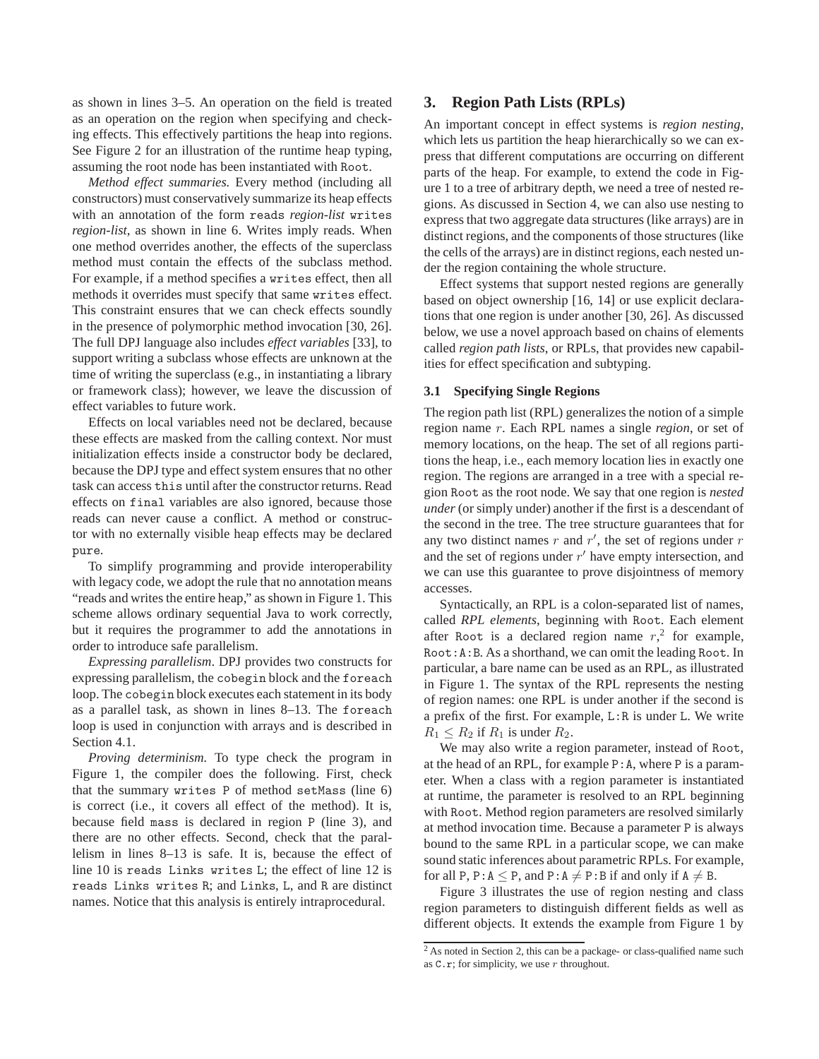as shown in lines 3–5. An operation on the field is treated as an operation on the region when specifying and checking effects. This effectively partitions the heap into regions. See Figure 2 for an illustration of the runtime heap typing, assuming the root node has been instantiated with Root.

*Method effect summaries.* Every method (including all constructors) must conservatively summarize its heap effects with an annotation of the form `reads` *region-list* `writes` *region-list*, as shown in line 6. Writes imply reads. When one method overrides another, the effects of the superclass method must contain the effects of the subclass method. For example, if a method specifies a `writes` effect, then all methods it overrides must specify that same `writes` effect. This constraint ensures that we can check effects soundly in the presence of polymorphic method invocation [30, 26]. The full DPJ language also includes *effect variables* [33], to support writing a subclass whose effects are unknown at the time of writing the superclass (e.g., in instantiating a library or framework class); however, we leave the discussion of effect variables to future work.

Effects on local variables need not be declared, because these effects are masked from the calling context. Nor must initialization effects inside a constructor body be declared, because the DPJ type and effect system ensures that no other task can access `this` until after the constructor returns. Read effects on `final` variables are also ignored, because those reads can never cause a conflict. A method or constructor with no externally visible heap effects may be declared `pure`.

To simplify programming and provide interoperability with legacy code, we adopt the rule that no annotation means "reads and writes the entire heap," as shown in Figure 1. This scheme allows ordinary sequential Java to work correctly, but it requires the programmer to add the annotations in order to introduce safe parallelism.

*Expressing parallelism.* DPJ provides two constructs for expressing parallelism, the `cobegin` block and the `foreach` loop. The `cobegin` block executes each statement in its body as a parallel task, as shown in lines 8–13. The `foreach` loop is used in conjunction with arrays and is described in Section 4.1.

*Proving determinism.* To type check the program in Figure 1, the compiler does the following. First, check that the summary `writes P` of method `setMass` (line 6) is correct (i.e., it covers all effect of the method). It is, because field `mass` is declared in region P (line 3), and there are no other effects. Second, check that the parallelism in lines 8–13 is safe. It is, because the effect of line 10 is `reads Links writes L`; the effect of line 12 is `reads Links writes R`; and Links, L, and R are distinct names. Notice that this analysis is entirely intraprocedural.

## 3. Region Path Lists (RPLs)

An important concept in effect systems is *region nesting*, which lets us partition the heap hierarchically so we can express that different computations are occurring on different parts of the heap. For example, to extend the code in Figure 1 to a tree of arbitrary depth, we need a tree of nested regions. As discussed in Section 4, we can also use nesting to express that two aggregate data structures (like arrays) are in distinct regions, and the components of those structures (like the cells of the arrays) are in distinct regions, each nested under the region containing the whole structure.

Effect systems that support nested regions are generally based on object ownership [16, 14] or use explicit declarations that one region is under another [30, 26]. As discussed below, we use a novel approach based on chains of elements called *region path lists*, or RPLs, that provides new capabilities for effect specification and subtyping.

### 3.1 Specifying Single Regions

The region path list (RPL) generalizes the notion of a simple region name $r$. Each RPL names a single *region*, or set of memory locations, on the heap. The set of all regions partitions the heap, i.e., each memory location lies in exactly one region. The regions are arranged in a tree with a special region Root as the root node. We say that one region is *nested under* (or simply under) another if the first is a descendant of the second in the tree. The tree structure guarantees that for any two distinct names $r$ and $r'$, the set of regions under $r$ and the set of regions under $r'$ have empty intersection, and we can use this guarantee to prove disjointness of memory accesses.

Syntactically, an RPL is a colon-separated list of names, called *RPL elements*, beginning with Root. Each element after Root is a declared region name $r$,[2] for example, `Root:A:B`. As a shorthand, we can omit the leading Root. In particular, a bare name can be used as an RPL, as illustrated in Figure 1. The syntax of the RPL represents the nesting of region names: one RPL is under another if the second is a prefix of the first. For example, `L:R` is under `L`. We write $R_1 \leq R_2$ if $R_1$ is under $R_2$.

We may also write a region parameter, instead of Root, at the head of an RPL, for example `P:A`, where P is a parameter. When a class with a region parameter is instantiated at runtime, the parameter is resolved to an RPL beginning with Root. Method region parameters are resolved similarly at method invocation time. Because a parameter P is always bound to the same RPL in a particular scope, we can make sound static inferences about parametric RPLs. For example, for all P, $\texttt{P:A} \leq \texttt{P}$, and $\texttt{P:A} \neq \texttt{P:B}$ if and only if $\texttt{A} \neq \texttt{B}$.

Figure 3 illustrates the use of region nesting and class region parameters to distinguish different fields as well as different objects. It extends the example from Figure 1 by

[2] As noted in Section 2, this can be a package- or class-qualified name such as `C.r`; for simplicity, we use $r$ throughout.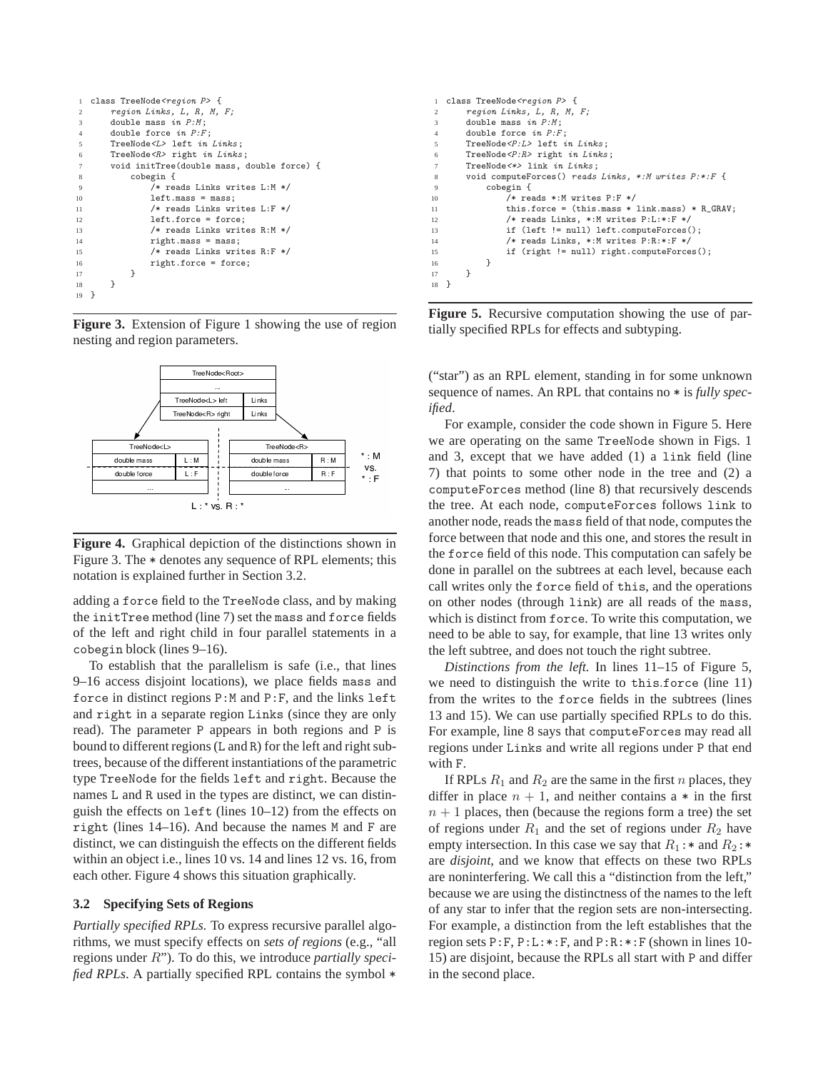```
1  class TreeNode<region P> {
2      region Links, L, R, M, F;
3      double mass in P:M;
4      double force in P:F;
5      TreeNode<L> left in Links;
6      TreeNode<R> right in Links;
7      void initTree(double mass, double force) {
8          cobegin {
9              /* reads Links writes L:M */
10             left.mass = mass;
11             /* reads Links writes L:F */
12             left.force = force;
13             /* reads Links writes R:M */
14             right.mass = mass;
15             /* reads Links writes R:F */
16             right.force = force;
17         }
18     }
19 }
```

**Figure 3.** Extension of Figure 1 showing the use of region nesting and region parameters.

**Figure 4.** Graphical depiction of the distinctions shown in Figure 3. The * denotes any sequence of RPL elements; this notation is explained further in Section 3.2.

adding a force field to the TreeNode class, and by making the initTree method (line 7) set the mass and force fields of the left and right child in four parallel statements in a cobegin block (lines 9–16).

To establish that the parallelism is safe (i.e., that lines 9–16 access disjoint locations), we place fields mass and force in distinct regions P:M and P:F, and the links left and right in a separate region Links (since they are only read). The parameter P appears in both regions and P is bound to different regions (L and R) for the left and right subtrees, because of the different instantiations of the parametric type TreeNode for the fields left and right. Because the names L and R used in the types are distinct, we can distinguish the effects on left (lines 10–12) from the effects on right (lines 14–16). And because the names M and F are distinct, we can distinguish the effects on the different fields within an object i.e., lines 10 vs. 14 and lines 12 vs. 16, from each other. Figure 4 shows this situation graphically.

### 3.2 Specifying Sets of Regions

*Partially specified RPLs.* To express recursive parallel algorithms, we must specify effects on *sets of regions* (e.g., "all regions under $R$"). To do this, we introduce *partially specified RPLs*. A partially specified RPL contains the symbol * ("star") as an RPL element, standing in for some unknown sequence of names. An RPL that contains no * is *fully specified*.

```
1  class TreeNode<region P> {
2      region Links, L, R, M, F;
3      double mass in P:M;
4      double force in P:F;
5      TreeNode<P:L> left in Links;
6      TreeNode<P:R> right in Links;
7      TreeNode<*> link in Links;
8      void computeForces() reads Links, *:M writes P:*:F {
9          cobegin {
10             /* reads *:M writes P:F */
11             this.force = (this.mass * link.mass) * R_GRAV;
12             /* reads Links, *:M writes P:L:*:F */
13             if (left != null) left.computeForces();
14             /* reads Links, *:M writes P:R:*:F */
15             if (right != null) right.computeForces();
16         }
17     }
18 }
```

**Figure 5.** Recursive computation showing the use of partially specified RPLs for effects and subtyping.

For example, consider the code shown in Figure 5. Here we are operating on the same TreeNode shown in Figs. 1 and 3, except that we have added (1) a link field (line 7) that points to some other node in the tree and (2) a computeForces method (line 8) that recursively descends the tree. At each node, computeForces follows link to another node, reads the mass field of that node, computes the force between that node and this one, and stores the result in the force field of this node. This computation can safely be done in parallel on the subtrees at each level, because each call writes only the force field of this, and the operations on other nodes (through link) are all reads of the mass, which is distinct from force. To write this computation, we need to be able to say, for example, that line 13 writes only the left subtree, and does not touch the right subtree.

*Distinctions from the left.* In lines 11–15 of Figure 5, we need to distinguish the write to this.force (line 11) from the writes to the force fields in the subtrees (lines 13 and 15). We can use partially specified RPLs to do this. For example, line 8 says that computeForces may read all regions under Links and write all regions under P that end with F.

If RPLs $R_1$ and $R_2$ are the same in the first $n$ places, they differ in place $n+1$, and neither contains a * in the first $n+1$ places, then (because the regions form a tree) the set of regions under $R_1$ and the set of regions under $R_2$ have empty intersection. In this case we say that $R_1$:* and $R_2$:* are *disjoint*, and we know that effects on these two RPLs are noninterfering. We call this a "distinction from the left," because we are using the distinctness of the names to the left of any star to infer that the region sets are non-intersecting. For example, a distinction from the left establishes that the region sets P:F, P:L:*:F, and P:R:*:F (shown in lines 10-15) are disjoint, because the RPLs all start with P and differ in the second place.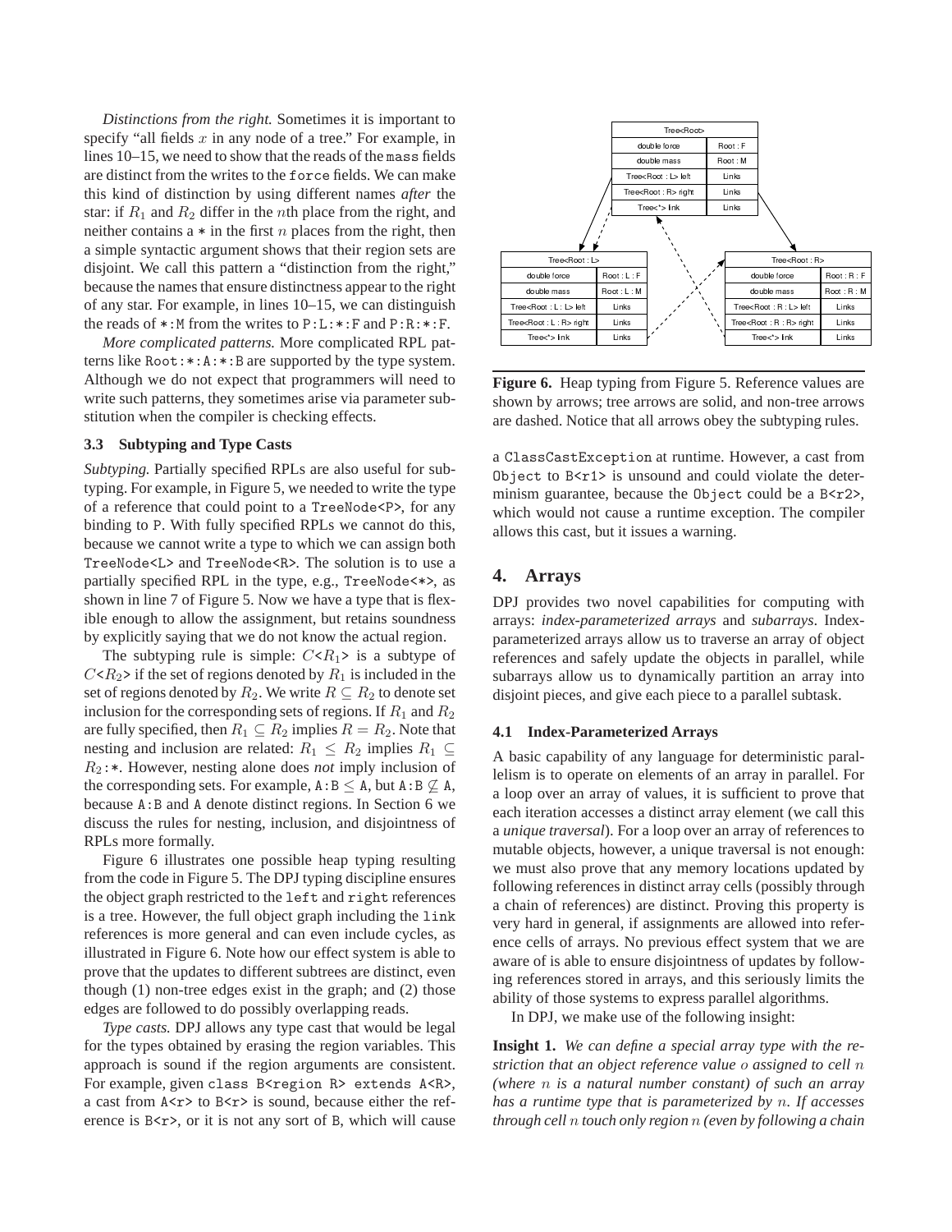*Distinctions from the right.* Sometimes it is important to specify "all fields $x$ in any node of a tree." For example, in lines 10–15, we need to show that the reads of the `mass` fields are distinct from the writes to the `force` fields. We can make this kind of distinction by using different names *after* the star: if $R_1$ and $R_2$ differ in the $n$th place from the right, and neither contains a * in the first $n$ places from the right, then a simple syntactic argument shows that their region sets are disjoint. We call this pattern a "distinction from the right," because the names that ensure distinctness appear to the right of any star. For example, in lines 10–15, we can distinguish the reads of `*:M` from the writes to `P:L:*:F` and `P:R:*:F`.

*More complicated patterns.* More complicated RPL patterns like `Root:*:A:*:B` are supported by the type system. Although we do not expect that programmers will need to write such patterns, they sometimes arise via parameter substitution when the compiler is checking effects.

### 3.3 Subtyping and Type Casts

*Subtyping.* Partially specified RPLs are also useful for subtyping. For example, in Figure 5, we needed to write the type of a reference that could point to a `TreeNode<P>`, for any binding to `P`. With fully specified RPLs we cannot do this, because we cannot write a type to which we can assign both `TreeNode<L>` and `TreeNode<R>`. The solution is to use a partially specified RPL in the type, e.g., `TreeNode<*>`, as shown in line 7 of Figure 5. Now we have a type that is flexible enough to allow the assignment, but retains soundness by explicitly saying that we do not know the actual region.

The subtyping rule is simple: $C$<$R_1$> is a subtype of $C$<$R_2$> if the set of regions denoted by $R_1$ is included in the set of regions denoted by $R_2$. We write $R \subseteq R_2$ to denote set inclusion for the corresponding sets of regions. If $R_1$ and $R_2$ are fully specified, then $R_1 \subseteq R_2$ implies $R = R_2$. Note that nesting and inclusion are related: $R_1 \leq R_2$ implies $R_1 \subseteq R_2$`:*`. However, nesting alone does *not* imply inclusion of the corresponding sets. For example, `A:B` $\leq$ `A`, but `A:B` $\not\subseteq$ `A`, because `A:B` and `A` denote distinct regions. In Section 6 we discuss the rules for nesting, inclusion, and disjointness of RPLs more formally.

Figure 6 illustrates one possible heap typing resulting from the code in Figure 5. The DPJ typing discipline ensures the object graph restricted to the `left` and `right` references is a tree. However, the full object graph including the `link` references is more general and can even include cycles, as illustrated in Figure 6. Note how our effect system is able to prove that the updates to different subtrees are distinct, even though (1) non-tree edges exist in the graph; and (2) those edges are followed to do possibly overlapping reads.

*Type casts.* DPJ allows any type cast that would be legal for the types obtained by erasing the region variables. This approach is sound if the region arguments are consistent. For example, given `class B<region R> extends A<R>`, a cast from `A<r>` to `B<r>` is sound, because either the reference is `B<r>`, or it is not any sort of `B`, which will cause a `ClassCastException` at runtime. However, a cast from `Object` to `B<r1>` is unsound and could violate the determinism guarantee, because the `Object` could be a `B<r2>`, which would not cause a runtime exception. The compiler allows this cast, but it issues a warning.

| Tree<Root> | |
|---|---|
| double force | Root : F |
| double mass | Root : M |
| Tree<Root : L> left | Links |
| Tree<Root : R> right | Links |
| Tree<*> link | Links |

| Tree<Root : L> | |
|---|---|
| double force | Root : L : F |
| double mass | Root : L : M |
| Tree<Root : L : L> left | Links |
| Tree<Root : L : R> right | Links |
| Tree<*> link | Links |

| Tree<Root : R> | |
|---|---|
| double force | Root : R : F |
| double mass | Root : R : M |
| Tree<Root : R : L> left | Links |
| Tree<Root : R : R> right | Links |
| Tree<*> link | Links |

**Figure 6.** Heap typing from Figure 5. Reference values are shown by arrows; tree arrows are solid, and non-tree arrows are dashed. Notice that all arrows obey the subtyping rules.

## 4. Arrays

DPJ provides two novel capabilities for computing with arrays: *index-parameterized arrays* and *subarrays*. Index-parameterized arrays allow us to traverse an array of object references and safely update the objects in parallel, while subarrays allow us to dynamically partition an array into disjoint pieces, and give each piece to a parallel subtask.

### 4.1 Index-Parameterized Arrays

A basic capability of any language for deterministic parallelism is to operate on elements of an array in parallel. For a loop over an array of values, it is sufficient to prove that each iteration accesses a distinct array element (we call this a *unique traversal*). For a loop over an array of references to mutable objects, however, a unique traversal is not enough: we must also prove that any memory locations updated by following references in distinct array cells (possibly through a chain of references) are distinct. Proving this property is very hard in general, if assignments are allowed into reference cells of arrays. No previous effect system that we are aware of is able to ensure disjointness of updates by following references stored in arrays, and this seriously limits the ability of those systems to express parallel algorithms.

In DPJ, we make use of the following insight:

**Insight 1.** *We can define a special array type with the restriction that an object reference value $o$ assigned to cell $n$ (where $n$ is a natural number constant) of such an array has a runtime type that is parameterized by $n$. If accesses through cell $n$ touch only region $n$ (even by following a chain*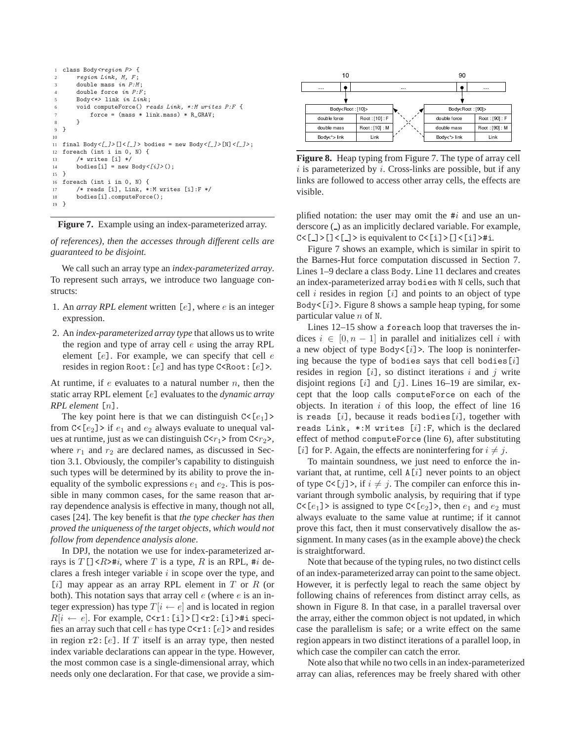```
1  class Body<region P> {
2      region Link, M, F;
3      double mass in P:M;
4      double force in P:F;
5      Body<*> link in Link;
6      void computeForce() reads Link, *:M writes P:F {
7          force = (mass * link.mass) * R_GRAV;
8      }
9  }
10
11 final Body<[_]>[]<[_]> bodies = new Body<[_]>[N]<[_]>;
12 foreach (int i in 0, N) {
13     /* writes [i] */
14     bodies[i] = new Body<[i]>();
15 }
16 foreach (int i in 0, N) {
17     /* reads [i], Link, *:M writes [i]:F */
18     bodies[i].computeForce();
19 }
```

**Figure 7.** Example using an index-parameterized array.

*of references), then the accesses through different cells are guaranteed to be disjoint.*

We call such an array type an *index-parameterized array*. To represent such arrays, we introduce two language constructs:

1. An *array RPL element* written `[`$e$`]`, where $e$ is an integer expression.
2. An *index-parameterized array type* that allows us to write the region and type of array cell $e$ using the array RPL element `[`$e$`]`. For example, we can specify that cell $e$ resides in region `Root:[`$e$`]` and has type `C<Root:[`$e$`]>`.

At runtime, if $e$ evaluates to a natural number $n$, then the static array RPL element `[`$e$`]` evaluates to the *dynamic array RPL element* `[`$n$`]`.

The key point here is that we can distinguish `C<[`$e_1$`]>` from `C<[`$e_2$`]>` if $e_1$ and $e_2$ always evaluate to unequal values at runtime, just as we can distinguish `C<`$r_1$`>` from `C<`$r_2$`>`, where $r_1$ and $r_2$ are declared names, as discussed in Section 3.1. Obviously, the compiler's capability to distinguish such types will be determined by its ability to prove the inequality of the symbolic expressions $e_1$ and $e_2$. This is possible in many common cases, for the same reason that array dependence analysis is effective in many, though not all, cases [24]. The key benefit is that *the type checker has then proved the uniqueness of the target objects, which would not follow from dependence analysis alone*.

In DPJ, the notation we use for index-parameterized arrays is $T$`[]<`$R$`>#`$i$, where $T$ is a type, $R$ is an RPL, `#`$i$ declares a fresh integer variable $i$ in scope over the type, and `[`$i$`]` may appear as an array RPL element in $T$ or $R$ (or both). This notation says that array cell $e$ (where $e$ is an integer expression) has type $T[i \leftarrow e]$ and is located in region $R[i \leftarrow e]$. For example, `C<r1:[i]>[]<r2:[i]>#i` specifies an array such that cell $e$ has type `C<r1:[`$e$`]>` and resides in region `r2:[`$e$`]`. If $T$ itself is an array type, then nested index variable declarations can appear in the type. However, the most common case is a single-dimensional array, which needs only one declaration. For that case, we provide a simplified notation: the user may omit the `#`$i$ and use an underscore (`_`) as an implicitly declared variable. For example, `C<[_]>[]<[_]>` is equivalent to `C<[i]>[]<[i]>#i`.

| Body<Root : [10]> | |
|---|---|
| double force | Root : [10] : F |
| double mass | Root : [10] : M |
| Body<*> link | Link |

| Body<Root : [90]> | |
|---|---|
| double force | Root : [90] : F |
| double mass | Root : [90] : M |
| Body<*> link | Link |

**Figure 8.** Heap typing from Figure 7. The type of array cell $i$ is parameterized by $i$. Cross-links are possible, but if any links are followed to access other array cells, the effects are visible.

Figure 7 shows an example, which is similar in spirit to the Barnes-Hut force computation discussed in Section 7. Lines 1–9 declare a class `Body`. Line 11 declares and creates an index-parameterized array `bodies` with `N` cells, such that cell $i$ resides in region `[`$i$`]` and points to an object of type `Body<[`$i$`]>`. Figure 8 shows a sample heap typing, for some particular value $n$ of `N`.

Lines 12–15 show a `foreach` loop that traverses the indices $i \in [0, n-1]$ in parallel and initializes cell $i$ with a new object of type `Body<[`$i$`]>`. The loop is noninterfering because the type of `bodies` says that cell `bodies[`$i$`]` resides in region `[`$i$`]`, so distinct iterations $i$ and $j$ write disjoint regions `[`$i$`]` and `[`$j$`]`. Lines 16–19 are similar, except that the loop calls `computeForce` on each of the objects. In iteration $i$ of this loop, the effect of line 16 is `reads [`$i$`]`, because it reads `bodies[`$i$`]`, together with `reads Link, *:M writes [`$i$`]:F`, which is the declared effect of method `computeForce` (line 6), after substituting `[`$i$`]` for `P`. Again, the effects are noninterfering for $i \neq j$.

To maintain soundness, we just need to enforce the invariant that, at runtime, cell `A[`$i$`]` never points to an object of type `C<[`$j$`]>`, if $i \neq j$. The compiler can enforce this invariant through symbolic analysis, by requiring that if type `C<[`$e_1$`]>` is assigned to type `C<[`$e_2$`]>`, then $e_1$ and $e_2$ must always evaluate to the same value at runtime; if it cannot prove this fact, then it must conservatively disallow the assignment. In many cases (as in the example above) the check is straightforward.

Note that because of the typing rules, no two distinct cells of an index-parameterized array can point to the same object. However, it is perfectly legal to reach the same object by following chains of references from distinct array cells, as shown in Figure 8. In that case, in a parallel traversal over the array, either the common object is not updated, in which case the parallelism is safe; or a write effect on the same region appears in two distinct iterations of a parallel loop, in which case the compiler can catch the error.

Note also that while no two cells in an index-parameterized array can alias, references may be freely shared with other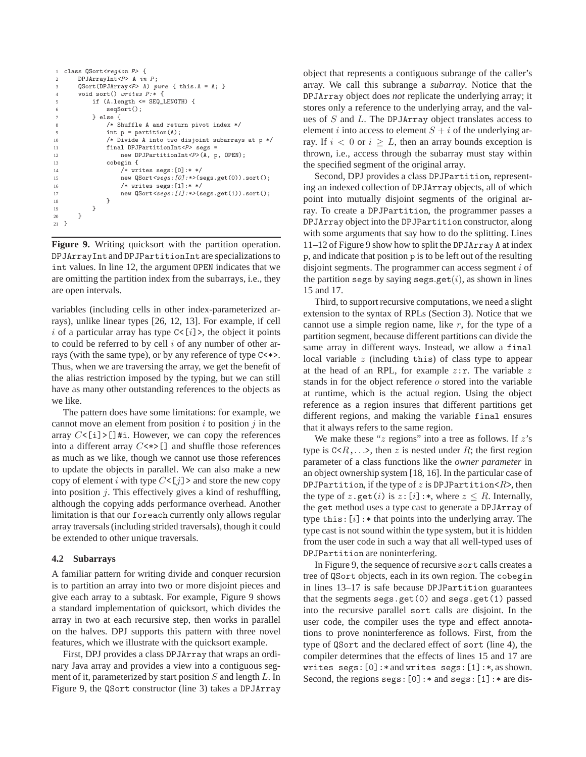```
1  class QSort<region P> {
2      DPJArrayInt<P> A in P;
3      QSort(DPJArray<P> A) pure { this.A = A; }
4      void sort() writes P:* {
5          if (A.length <= SEQ_LENGTH) {
6              seqSort();
7          } else {
8              /* Shuffle A and return pivot index */
9              int p = partition(A);
10             /* Divide A into two disjoint subarrays at p */
11             final DPJPartitionInt<P> segs =
12                 new DPJPartitionInt<P>(A, p, OPEN);
13             cobegin {
14                 /* writes segs:[0]:* */
15                 new QSort<segs:[0]:*>(segs.get(0)).sort();
16                 /* writes segs:[1]:* */
17                 new QSort<segs:[1]:*>(segs.get(1)).sort();
18             }
19         }
20     }
21 }
```

**Figure 9.** Writing quicksort with the partition operation. DPJArrayInt and DPJPartitionInt are specializations to int values. In line 12, the argument OPEN indicates that we are omitting the partition index from the subarrays, i.e., they are open intervals.

variables (including cells in other index-parameterized arrays), unlike linear types [26, 12, 13]. For example, if cell $i$ of a particular array has type C<[$i$]>, the object it points to could be referred to by cell $i$ of any number of other arrays (with the same type), or by any reference of type C<*>. Thus, when we are traversing the array, we get the benefit of the alias restriction imposed by the typing, but we can still have as many other outstanding references to the objects as we like.

The pattern does have some limitations: for example, we cannot move an element from position $i$ to position $j$ in the array $C$<[i]>[]#i. However, we can copy the references into a different array $C$<*>[] and shuffle those references as much as we like, though we cannot use those references to update the objects in parallel. We can also make a new copy of element $i$ with type $C$<[$j$]> and store the new copy into position $j$. This effectively gives a kind of reshuffling, although the copying adds performance overhead. Another limitation is that our foreach currently only allows regular array traversals (including strided traversals), though it could be extended to other unique traversals.

### 4.2 Subarrays

A familiar pattern for writing divide and conquer recursion is to partition an array into two or more disjoint pieces and give each array to a subtask. For example, Figure 9 shows a standard implementation of quicksort, which divides the array in two at each recursive step, then works in parallel on the halves. DPJ supports this pattern with three novel features, which we illustrate with the quicksort example.

First, DPJ provides a class DPJArray that wraps an ordinary Java array and provides a view into a contiguous segment of it, parameterized by start position $S$ and length $L$. In Figure 9, the QSort constructor (line 3) takes a DPJArray object that represents a contiguous subrange of the caller's array. We call this subrange a *subarray*. Notice that the DPJArray object does *not* replicate the underlying array; it stores only a reference to the underlying array, and the values of $S$ and $L$. The DPJArray object translates access to element $i$ into access to element $S + i$ of the underlying array. If $i < 0$ or $i \geq L$, then an array bounds exception is thrown, i.e., access through the subarray must stay within the specified segment of the original array.

Second, DPJ provides a class DPJPartition, representing an indexed collection of DPJArray objects, all of which point into mutually disjoint segments of the original array. To create a DPJPartition, the programmer passes a DPJArray object into the DPJPartition constructor, along with some arguments that say how to do the splitting. Lines 11–12 of Figure 9 show how to split the DPJArray A at index p, and indicate that position p is to be left out of the resulting disjoint segments. The programmer can access segment $i$ of the partition segs by saying segs.get($i$), as shown in lines 15 and 17.

Third, to support recursive computations, we need a slight extension to the syntax of RPLs (Section 3). Notice that we cannot use a simple region name, like $r$, for the type of a partition segment, because different partitions can divide the same array in different ways. Instead, we allow a final local variable $z$ (including this) of class type to appear at the head of an RPL, for example $z$:r. The variable $z$ stands in for the object reference $o$ stored into the variable at runtime, which is the actual region. Using the object reference as a region insures that different partitions get different regions, and making the variable final ensures that it always refers to the same region.

We make these "$z$ regions" into a tree as follows. If $z$'s type is C<$R, \ldots$>, then $z$ is nested under $R$; the first region parameter of a class functions like the *owner parameter* in an object ownership system [18, 16]. In the particular case of DPJPartition, if the type of $z$ is DPJPartition<$R$>, then the type of $z$.get($i$) is $z$:[$i$]:*, where $z \leq R$. Internally, the get method uses a type cast to generate a DPJArray of type this:[$i$]:* that points into the underlying array. The type cast is not sound within the type system, but it is hidden from the user code in such a way that all well-typed uses of DPJPartition are noninterfering.

In Figure 9, the sequence of recursive sort calls creates a tree of QSort objects, each in its own region. The cobegin in lines 13–17 is safe because DPJPartition guarantees that the segments segs.get(0) and segs.get(1) passed into the recursive parallel sort calls are disjoint. In the user code, the compiler uses the type and effect annotations to prove noninterference as follows. First, from the type of QSort and the declared effect of sort (line 4), the compiler determines that the effects of lines 15 and 17 are writes segs:[0]:* and writes segs:[1]:*, as shown. Second, the regions segs:[0]:* and segs:[1]:* are dis-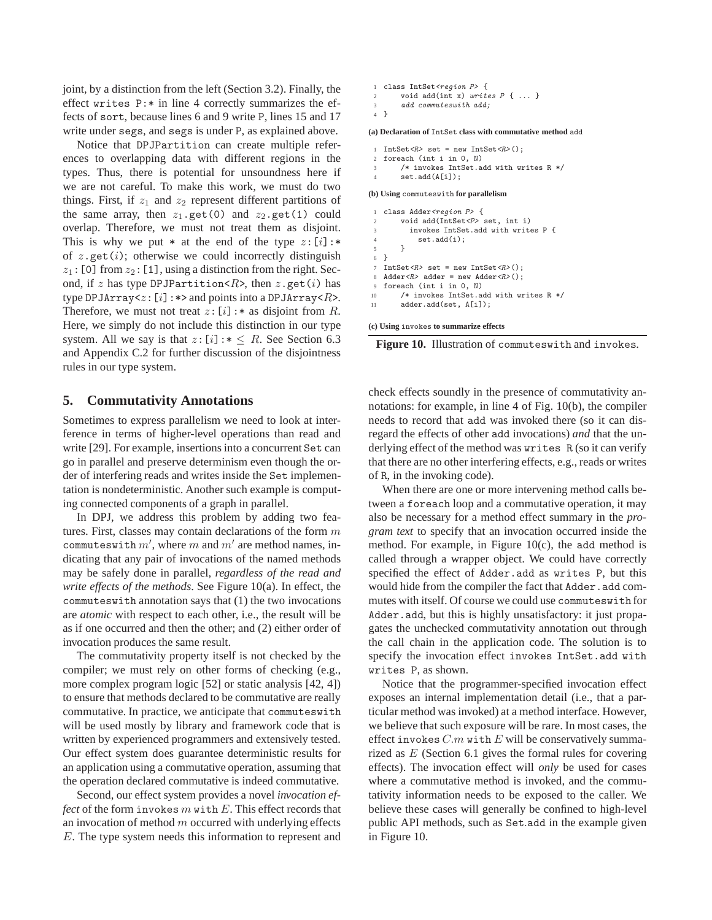joint, by a distinction from the left (Section 3.2). Finally, the effect `writes P:*` in line 4 correctly summarizes the effects of `sort`, because lines 6 and 9 write `P`, lines 15 and 17 write under `segs`, and `segs` is under `P`, as explained above.

Notice that `DPJPartition` can create multiple references to overlapping data with different regions in the types. Thus, there is potential for unsoundness here if we are not careful. To make this work, we must do two things. First, if $z_1$ and $z_2$ represent different partitions of the same array, then $z_1$`.get(0)` and $z_2$`.get(1)` could overlap. Therefore, we must not treat them as disjoint. This is why we put `*` at the end of the type $z$`:[`$i$`]:*` of $z$`.get(`$i$`)`; otherwise we could incorrectly distinguish $z_1$`:[0]` from $z_2$`:[1]`, using a distinction from the right. Second, if $z$ has type `DPJPartition<`$R$`>`, then $z$`.get(`$i$`)` has type `DPJArray<`$z$`:[`$i$`]:*>` and points into a `DPJArray<`$R$`>`. Therefore, we must not treat $z$`:[`$i$`]:*` as disjoint from $R$. Here, we simply do not include this distinction in our type system. All we say is that $z$`:[`$i$`]:*` $\leq R$. See Section 6.3 and Appendix C.2 for further discussion of the disjointness rules in our type system.

## 5. Commutativity Annotations

Sometimes to express parallelism we need to look at interference in terms of higher-level operations than read and write [29]. For example, insertions into a concurrent `Set` can go in parallel and preserve determinism even though the order of interfering reads and writes inside the `Set` implementation is nondeterministic. Another such example is computing connected components of a graph in parallel.

In DPJ, we address this problem by adding two features. First, classes may contain declarations of the form $m$ `commuteswith` $m'$, where $m$ and $m'$ are method names, indicating that any pair of invocations of the named methods may be safely done in parallel, *regardless of the read and write effects of the methods*. See Figure 10(a). In effect, the `commuteswith` annotation says that (1) the two invocations are *atomic* with respect to each other, i.e., the result will be as if one occurred and then the other; and (2) either order of invocation produces the same result.

The commutativity property itself is not checked by the compiler; we must rely on other forms of checking (e.g., more complex program logic [52] or static analysis [42, 4]) to ensure that methods declared to be commutative are really commutative. In practice, we anticipate that `commuteswith` will be used mostly by library and framework code that is written by experienced programmers and extensively tested. Our effect system does guarantee deterministic results for an application using a commutative operation, assuming that the operation declared commutative is indeed commutative.

Second, our effect system provides a novel *invocation effect* of the form `invokes` $m$ `with` $E$. This effect records that an invocation of method $m$ occurred with underlying effects $E$. The type system needs this information to represent and

```
1  class IntSet<region P> {
2      void add(int x) writes P { ... }
3      add commuteswith add;
4  }
```

**(a) Declaration of `IntSet` class with commutative method `add`**

```
1  IntSet<R> set = new IntSet<R>();
2  foreach (int i in 0, N)
3      /* invokes IntSet.add with writes R */
4      set.add(A[i]);
```

**(b) Using `commuteswith` for parallelism**

```
1  class Adder<region P> {
2      void add(IntSet<P> set, int i)
3        invokes IntSet.add with writes P {
4          set.add(i);
5      }
6  }
7  IntSet<R> set = new IntSet<R>();
8  Adder<R> adder = new Adder<R>();
9  foreach (int i in 0, N)
10     /* invokes IntSet.add with writes R */
11     adder.add(set, A[i]);
```

**(c) Using `invokes` to summarize effects**

**Figure 10.** Illustration of `commuteswith` and `invokes`.

check effects soundly in the presence of commutativity annotations: for example, in line 4 of Fig. 10(b), the compiler needs to record that `add` was invoked there (so it can disregard the effects of other `add` invocations) *and* that the underlying effect of the method was `writes R` (so it can verify that there are no other interfering effects, e.g., reads or writes of `R`, in the invoking code).

When there are one or more intervening method calls between a `foreach` loop and a commutative operation, it may also be necessary for a method effect summary in the *program text* to specify that an invocation occurred inside the method. For example, in Figure 10(c), the `add` method is called through a wrapper object. We could have correctly specified the effect of `Adder.add` as `writes P`, but this would hide from the compiler the fact that `Adder.add` commutes with itself. Of course we could use `commuteswith` for `Adder.add`, but this is highly unsatisfactory: it just propagates the unchecked commutativity annotation out through the call chain in the application code. The solution is to specify the invocation effect `invokes IntSet.add with writes P`, as shown.

Notice that the programmer-specified invocation effect exposes an internal implementation detail (i.e., that a particular method was invoked) at a method interface. However, we believe that such exposure will be rare. In most cases, the effect `invokes` $C.m$ `with` $E$ will be conservatively summarized as $E$ (Section 6.1 gives the formal rules for covering effects). The invocation effect will *only* be used for cases where a commutative method is invoked, and the commutativity information needs to be exposed to the caller. We believe these cases will generally be confined to high-level public API methods, such as `Set.add` in the example given in Figure 10.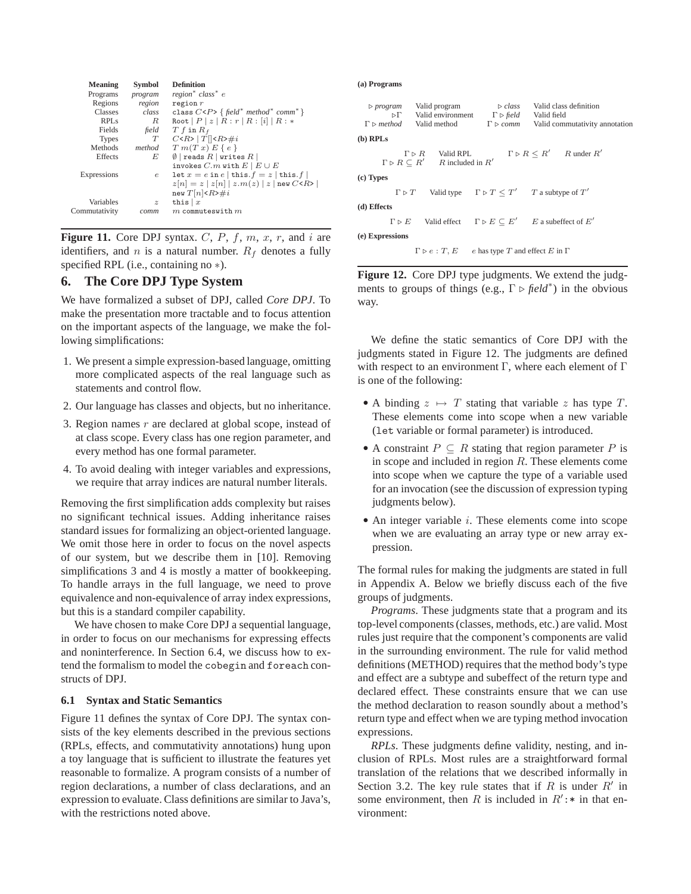| Meaning | Symbol | Definition |
|---|---|---|
| Programs | *program* | *region*$^*$ *class*$^*$ $e$ |
| Regions | *region* | `region` $r$ |
| Classes | *class* | `class` $C$`<`$P$`>` { *field*$^*$ *method*$^*$ *comm*$^*$ } |
| RPLs | $R$ | `Root` \| $P$ \| $z$ \| $R:r$ \| $R:[i]$ \| $R:*$ |
| Fields | *field* | $T\ f$ `in` $R_f$ |
| Types | $T$ | $C$`<`$R$`>` \| $T$`[]<`$R$`>`$\#i$ |
| Methods | *method* | $T\ m(T\ x)\ E$ { $e$ } |
| Effects | $E$ | $\emptyset$ \| `reads` $R$ \| `writes` $R$ \| `invokes` $C.m$ `with` $E$ \| $E \cup E$ |
| Expressions | $e$ | `let` $x = e$ `in` $e$ \| `this`.$f = z$ \| `this`.$f$ \| $z[n] = z$ \| $z[n]$ \| $z.m(z)$ \| $z$ \| `new` $C$`<`$R$`>` \| `new` $T[n]$`<`$R$`>`$\#i$ |
| Variables | $z$ | `this` \| $x$ |
| Commutativity | *comm* | $m$ `commuteswith` $m$ |

**Figure 11.** Core DPJ syntax. $C$, $P$, $f$, $m$, $x$, $r$, and $i$ are identifiers, and $n$ is a natural number. $R_f$ denotes a fully specified RPL (i.e., containing no $*$).

## 6. The Core DPJ Type System

We have formalized a subset of DPJ, called *Core DPJ*. To make the presentation more tractable and to focus attention on the important aspects of the language, we make the following simplifications:

1. We present a simple expression-based language, omitting more complicated aspects of the real language such as statements and control flow.
2. Our language has classes and objects, but no inheritance.
3. Region names $r$ are declared at global scope, instead of at class scope. Every class has one region parameter, and every method has one formal parameter.
4. To avoid dealing with integer variables and expressions, we require that array indices are natural number literals.

Removing the first simplification adds complexity but raises no significant technical issues. Adding inheritance raises standard issues for formalizing an object-oriented language. We omit those here in order to focus on the novel aspects of our system, but we describe them in [10]. Removing simplifications 3 and 4 is mostly a matter of bookkeeping. To handle arrays in the full language, we need to prove equivalence and non-equivalence of array index expressions, but this is a standard compiler capability.

We have chosen to make Core DPJ a sequential language, in order to focus on our mechanisms for expressing effects and noninterference. In Section 6.4, we discuss how to extend the formalism to model the `cobegin` and `foreach` constructs of DPJ.

### 6.1 Syntax and Static Semantics

Figure 11 defines the syntax of Core DPJ. The syntax consists of the key elements described in the previous sections (RPLs, effects, and commutativity annotations) hung upon a toy language that is sufficient to illustrate the features yet reasonable to formalize. A program consists of a number of region declarations, a number of class declarations, and an expression to evaluate. Class definitions are similar to Java's, with the restrictions noted above.

**(a) Programs**

| | | | |
|---|---|---|---|
| $\triangleright$ *program* | Valid program | $\triangleright$ *class* | Valid class definition |
| $\triangleright \Gamma$ | Valid environment | $\Gamma \triangleright$ *field* | Valid field |
| $\Gamma \triangleright$ *method* | Valid method | $\Gamma \triangleright$ *comm* | Valid commutativity annotation |

**(b) RPLs**

| | | | |
|---|---|---|---|
| $\Gamma \triangleright R$ | Valid RPL | $\Gamma \triangleright R \leq R'$ | $R$ under $R'$ |
| $\Gamma \triangleright R \subseteq R'$ | $R$ included in $R'$ | | |

**(c) Types**

| | | | |
|---|---|---|---|
| $\Gamma \triangleright T$ | Valid type | $\Gamma \triangleright T \leq T'$ | $T$ a subtype of $T'$ |

**(d) Effects**

| | | | |
|---|---|---|---|
| $\Gamma \triangleright E$ | Valid effect | $\Gamma \triangleright E \subseteq E'$ | $E$ a subeffect of $E'$ |

**(e) Expressions**

| | |
|---|---|
| $\Gamma \triangleright e : T, E$ | $e$ has type $T$ and effect $E$ in $\Gamma$ |

**Figure 12.** Core DPJ type judgments. We extend the judgments to groups of things (e.g., $\Gamma \triangleright$ *field*$^*$) in the obvious way.

We define the static semantics of Core DPJ with the judgments stated in Figure 12. The judgments are defined with respect to an environment $\Gamma$, where each element of $\Gamma$ is one of the following:

- A binding $z \mapsto T$ stating that variable $z$ has type $T$. These elements come into scope when a new variable (`let` variable or formal parameter) is introduced.
- A constraint $P \subseteq R$ stating that region parameter $P$ is in scope and included in region $R$. These elements come into scope when we capture the type of a variable used for an invocation (see the discussion of expression typing judgments below).
- An integer variable $i$. These elements come into scope when we are evaluating an array type or new array expression.

The formal rules for making the judgments are stated in full in Appendix A. Below we briefly discuss each of the five groups of judgments.

*Programs.* These judgments state that a program and its top-level components (classes, methods, etc.) are valid. Most rules just require that the component's components are valid in the surrounding environment. The rule for valid method definitions (METHOD) requires that the method body's type and effect are a subtype and subeffect of the return type and declared effect. These constraints ensure that we can use the method declaration to reason soundly about a method's return type and effect when we are typing method invocation expressions.

*RPLs.* These judgments define validity, nesting, and inclusion of RPLs. Most rules are a straightforward formal translation of the relations that we described informally in Section 3.2. The key rule states that if $R$ is under $R'$ in some environment, then $R$ is included in $R':*$ in that environment: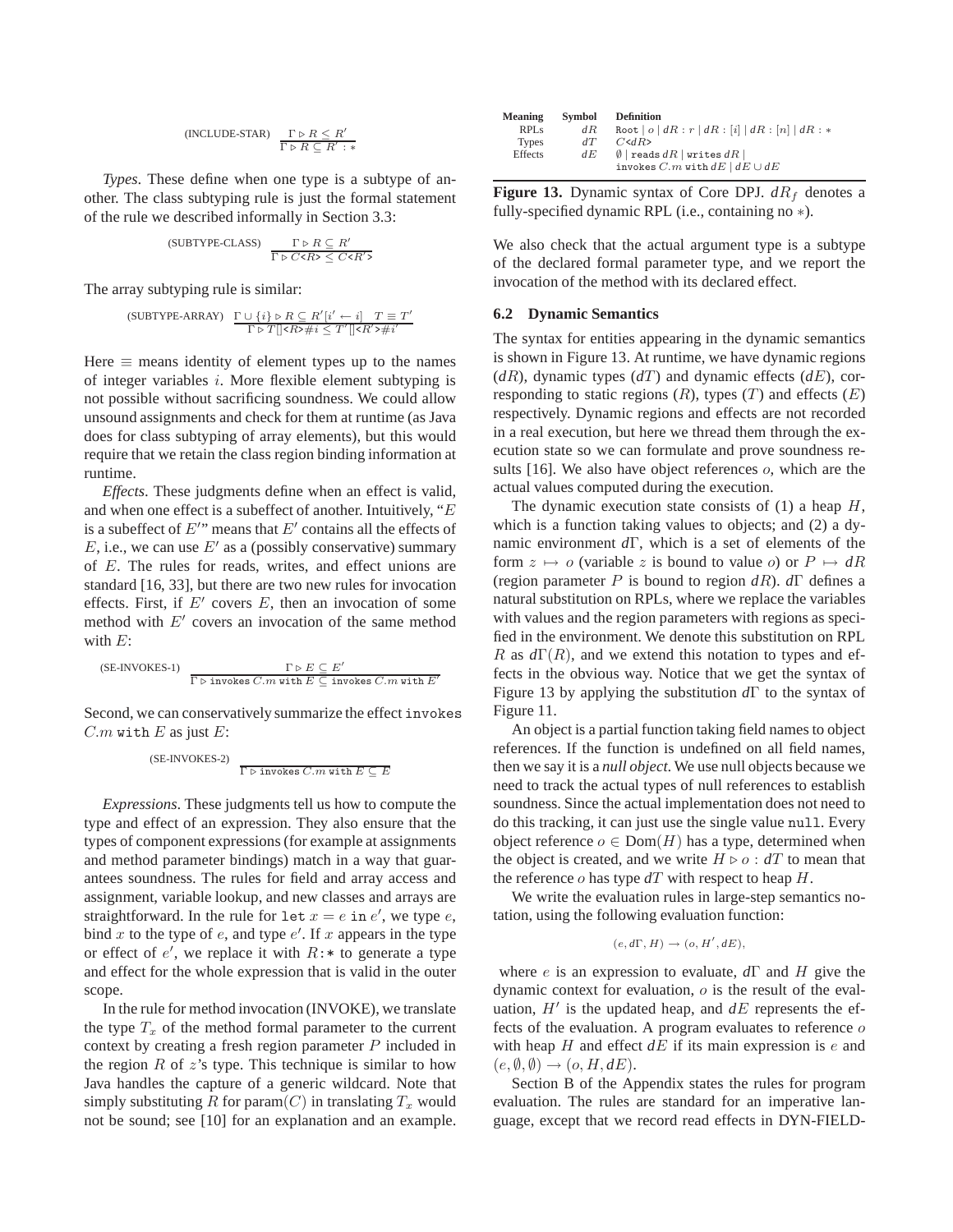$$\text{(INCLUDE-STAR)} \quad \frac{\Gamma \triangleright R \leq R'}{\Gamma \triangleright R \subseteq R' : *}$$

*Types.* These define when one type is a subtype of another. The class subtyping rule is just the formal statement of the rule we described informally in Section 3.3:

$$\text{(SUBTYPE-CLASS)} \quad \frac{\Gamma \triangleright R \subseteq R'}{\Gamma \triangleright C\texttt{<}R\texttt{>} \leq C\texttt{<}R'\texttt{>}}$$

The array subtyping rule is similar:

$$\text{(SUBTYPE-ARRAY)} \quad \frac{\Gamma \cup \{i\} \triangleright R \subseteq R'[i' \leftarrow i] \quad T \equiv T'}{\Gamma \triangleright T\texttt{[]<}R\texttt{>}\#i \leq T'\texttt{[]<}R'\texttt{>}\#i'}$$

Here $\equiv$ means identity of element types up to the names of integer variables $i$. More flexible element subtyping is not possible without sacrificing soundness. We could allow unsound assignments and check for them at runtime (as Java does for class subtyping of array elements), but this would require that we retain the class region binding information at runtime.

*Effects.* These judgments define when an effect is valid, and when one effect is a subeffect of another. Intuitively, "$E$ is a subeffect of $E'$" means that $E'$ contains all the effects of $E$, i.e., we can use $E'$ as a (possibly conservative) summary of $E$. The rules for reads, writes, and effect unions are standard [16, 33], but there are two new rules for invocation effects. First, if $E'$ covers $E$, then an invocation of some method with $E'$ covers an invocation of the same method with $E$:

$$\text{(SE-INVOKES-1)} \quad \frac{\Gamma \triangleright E \subseteq E'}{\Gamma \triangleright \texttt{invokes } C.m \texttt{ with } E \subseteq \texttt{invokes } C.m \texttt{ with } E'}$$

Second, we can conservatively summarize the effect `invokes` $C.m$ `with` $E$ as just $E$:

$$\text{(SE-INVOKES-2)} \quad \frac{}{\Gamma \triangleright \texttt{invokes } C.m \texttt{ with } E \subseteq E}$$

*Expressions.* These judgments tell us how to compute the type and effect of an expression. They also ensure that the types of component expressions (for example at assignments and method parameter bindings) match in a way that guarantees soundness. The rules for field and array access and assignment, variable lookup, and new classes and arrays are straightforward. In the rule for `let` $x = e$ `in` $e'$, we type $e$, bind $x$ to the type of $e$, and type $e'$. If $x$ appears in the type or effect of $e'$, we replace it with $R$`:*` to generate a type and effect for the whole expression that is valid in the outer scope.

In the rule for method invocation (INVOKE), we translate the type $T_x$ of the method formal parameter to the current context by creating a fresh region parameter $P$ included in the region $R$ of $z$'s type. This technique is similar to how Java handles the capture of a generic wildcard. Note that simply substituting $R$ for param($C$) in translating $T_x$ would not be sound; see [10] for an explanation and an example.

| Meaning | Symbol | Definition |
|---|---|---|
| RPLs | $dR$ | `Root` $\mid o \mid dR : r \mid dR : [i] \mid dR : [n] \mid dR : *$ |
| Types | $dT$ | $C$`<`$dR$`>` |
| Effects | $dE$ | $\emptyset \mid$ `reads` $dR \mid$ `writes` $dR \mid$ `invokes` $C.m$ `with` $dE \mid dE \cup dE$ |

**Figure 13.** Dynamic syntax of Core DPJ. $dR_f$ denotes a fully-specified dynamic RPL (i.e., containing no $*$).

We also check that the actual argument type is a subtype of the declared formal parameter type, and we report the invocation of the method with its declared effect.

### 6.2 Dynamic Semantics

The syntax for entities appearing in the dynamic semantics is shown in Figure 13. At runtime, we have dynamic regions ($dR$), dynamic types ($dT$) and dynamic effects ($dE$), corresponding to static regions ($R$), types ($T$) and effects ($E$) respectively. Dynamic regions and effects are not recorded in a real execution, but here we thread them through the execution state so we can formulate and prove soundness results [16]. We also have object references $o$, which are the actual values computed during the execution.

The dynamic execution state consists of (1) a heap $H$, which is a function taking values to objects; and (2) a dynamic environment $d\Gamma$, which is a set of elements of the form $z \mapsto o$ (variable $z$ is bound to value $o$) or $P \mapsto dR$ (region parameter $P$ is bound to region $dR$). $d\Gamma$ defines a natural substitution on RPLs, where we replace the variables with values and the region parameters with regions as specified in the environment. We denote this substitution on RPL $R$ as $d\Gamma(R)$, and we extend this notation to types and effects in the obvious way. Notice that we get the syntax of Figure 13 by applying the substitution $d\Gamma$ to the syntax of Figure 11.

An object is a partial function taking field names to object references. If the function is undefined on all field names, then we say it is a *null object*. We use null objects because we need to track the actual types of null references to establish soundness. Since the actual implementation does not need to do this tracking, it can just use the single value `null`. Every object reference $o \in \text{Dom}(H)$ has a type, determined when the object is created, and we write $H \triangleright o : dT$ to mean that the reference $o$ has type $dT$ with respect to heap $H$.

We write the evaluation rules in large-step semantics notation, using the following evaluation function:

$$(e, d\Gamma, H) \rightarrow (o, H', dE),$$

where $e$ is an expression to evaluate, $d\Gamma$ and $H$ give the dynamic context for evaluation, $o$ is the result of the evaluation, $H'$ is the updated heap, and $dE$ represents the effects of the evaluation. A program evaluates to reference $o$ with heap $H$ and effect $dE$ if its main expression is $e$ and $(e, \emptyset, \emptyset) \rightarrow (o, H, dE)$.

Section B of the Appendix states the rules for program evaluation. The rules are standard for an imperative language, except that we record read effects in DYN-FIELD-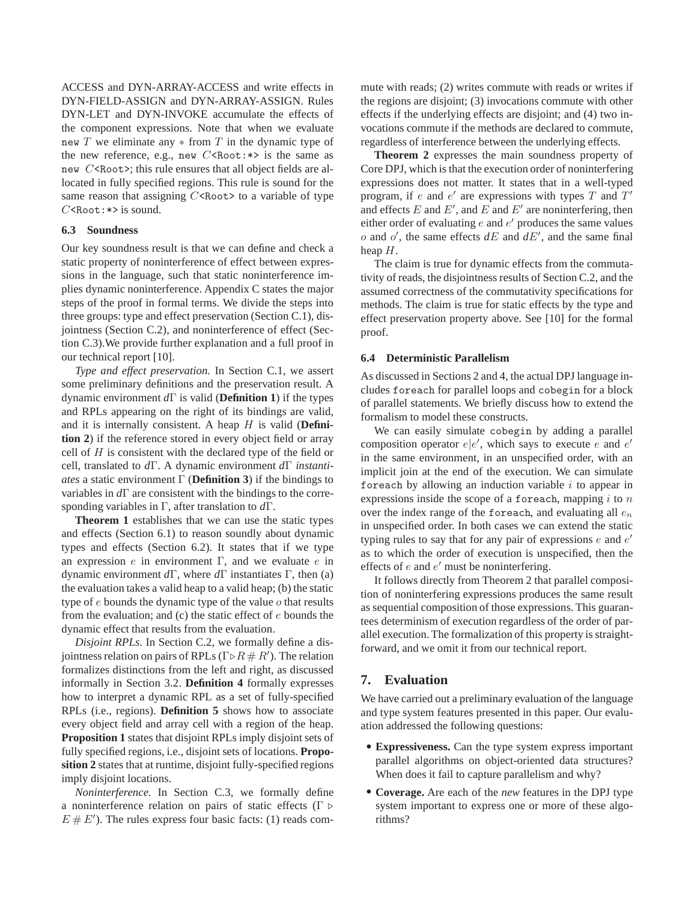ACCESS and DYN-ARRAY-ACCESS and write effects in DYN-FIELD-ASSIGN and DYN-ARRAY-ASSIGN. Rules DYN-LET and DYN-INVOKE accumulate the effects of the component expressions. Note that when we evaluate `new` $T$ we eliminate any $*$ from $T$ in the dynamic type of the new reference, e.g., `new` $C$`<Root:*>` is the same as `new` $C$`<Root>`; this rule ensures that all object fields are allocated in fully specified regions. This rule is sound for the same reason that assigning $C$`<Root>` to a variable of type $C$`<Root:*>` is sound.

### 6.3 Soundness

Our key soundness result is that we can define and check a static property of noninterference of effect between expressions in the language, such that static noninterference implies dynamic noninterference. Appendix C states the major steps of the proof in formal terms. We divide the steps into three groups: type and effect preservation (Section C.1), disjointness (Section C.2), and noninterference of effect (Section C.3).We provide further explanation and a full proof in our technical report [10].

*Type and effect preservation.* In Section C.1, we assert some preliminary definitions and the preservation result. A dynamic environment $d\Gamma$ is valid (**Definition 1**) if the types and RPLs appearing on the right of its bindings are valid, and it is internally consistent. A heap $H$ is valid (**Definition 2**) if the reference stored in every object field or array cell of $H$ is consistent with the declared type of the field or cell, translated to $d\Gamma$. A dynamic environment $d\Gamma$ *instantiates* a static environment $\Gamma$ (**Definition 3**) if the bindings to variables in $d\Gamma$ are consistent with the bindings to the corresponding variables in $\Gamma$, after translation to $d\Gamma$.

**Theorem 1** establishes that we can use the static types and effects (Section 6.1) to reason soundly about dynamic types and effects (Section 6.2). It states that if we type an expression $e$ in environment $\Gamma$, and we evaluate $e$ in dynamic environment $d\Gamma$, where $d\Gamma$ instantiates $\Gamma$, then (a) the evaluation takes a valid heap to a valid heap; (b) the static type of $e$ bounds the dynamic type of the value $o$ that results from the evaluation; and (c) the static effect of $e$ bounds the dynamic effect that results from the evaluation.

*Disjoint RPLs.* In Section C.2, we formally define a disjointness relation on pairs of RPLs ($\Gamma \triangleright R \# R'$). The relation formalizes distinctions from the left and right, as discussed informally in Section 3.2. **Definition 4** formally expresses how to interpret a dynamic RPL as a set of fully-specified RPLs (i.e., regions). **Definition 5** shows how to associate every object field and array cell with a region of the heap. **Proposition 1** states that disjoint RPLs imply disjoint sets of fully specified regions, i.e., disjoint sets of locations. **Proposition 2** states that at runtime, disjoint fully-specified regions imply disjoint locations.

*Noninterference.* In Section C.3, we formally define a noninterference relation on pairs of static effects ($\Gamma \triangleright E \# E'$). The rules express four basic facts: (1) reads commute with reads; (2) writes commute with reads or writes if the regions are disjoint; (3) invocations commute with other effects if the underlying effects are disjoint; and (4) two invocations commute if the methods are declared to commute, regardless of interference between the underlying effects.

**Theorem 2** expresses the main soundness property of Core DPJ, which is that the execution order of noninterfering expressions does not matter. It states that in a well-typed program, if $e$ and $e'$ are expressions with types $T$ and $T'$ and effects $E$ and $E'$, and $E$ and $E'$ are noninterfering, then either order of evaluating $e$ and $e'$ produces the same values $o$ and $o'$, the same effects $dE$ and $dE'$, and the same final heap $H$.

The claim is true for dynamic effects from the commutativity of reads, the disjointness results of Section C.2, and the assumed correctness of the commutativity specifications for methods. The claim is true for static effects by the type and effect preservation property above. See [10] for the formal proof.

### 6.4 Deterministic Parallelism

As discussed in Sections 2 and 4, the actual DPJ language includes `foreach` for parallel loops and `cobegin` for a block of parallel statements. We briefly discuss how to extend the formalism to model these constructs.

We can easily simulate `cobegin` by adding a parallel composition operator $e|e'$, which says to execute $e$ and $e'$ in the same environment, in an unspecified order, with an implicit join at the end of the execution. We can simulate `foreach` by allowing an induction variable $i$ to appear in expressions inside the scope of a `foreach`, mapping $i$ to $n$ over the index range of the `foreach`, and evaluating all $e_n$ in unspecified order. In both cases we can extend the static typing rules to say that for any pair of expressions $e$ and $e'$ as to which the order of execution is unspecified, then the effects of $e$ and $e'$ must be noninterfering.

It follows directly from Theorem 2 that parallel composition of noninterfering expressions produces the same result as sequential composition of those expressions. This guarantees determinism of execution regardless of the order of parallel execution. The formalization of this property is straightforward, and we omit it from our technical report.

## 7. Evaluation

We have carried out a preliminary evaluation of the language and type system features presented in this paper. Our evaluation addressed the following questions:

- **Expressiveness.** Can the type system express important parallel algorithms on object-oriented data structures? When does it fail to capture parallelism and why?
- **Coverage.** Are each of the *new* features in the DPJ type system important to express one or more of these algorithms?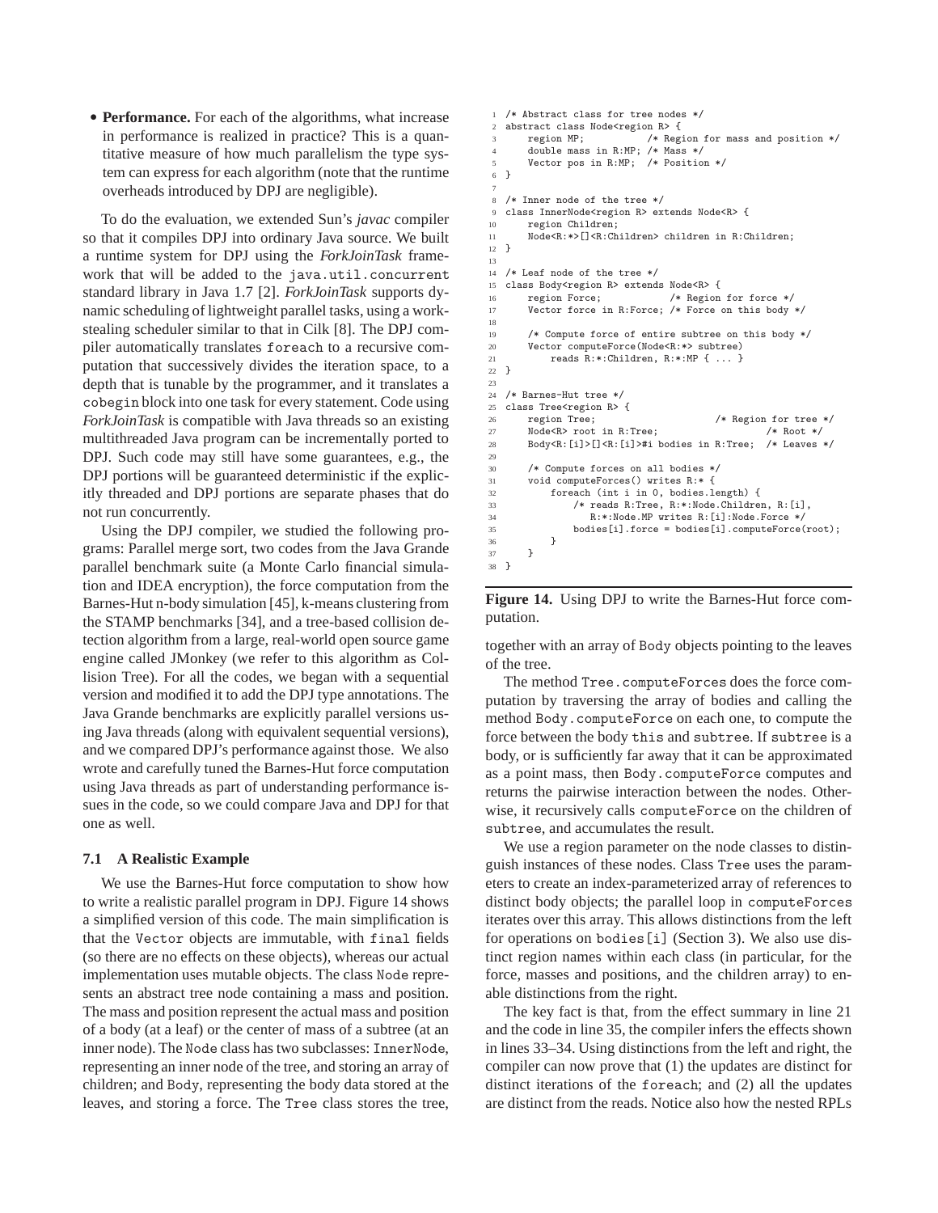- **Performance.** For each of the algorithms, what increase in performance is realized in practice? This is a quantitative measure of how much parallelism the type system can express for each algorithm (note that the runtime overheads introduced by DPJ are negligible).

To do the evaluation, we extended Sun's *javac* compiler so that it compiles DPJ into ordinary Java source. We built a runtime system for DPJ using the *ForkJoinTask* framework that will be added to the `java.util.concurrent` standard library in Java 1.7 [2]. *ForkJoinTask* supports dynamic scheduling of lightweight parallel tasks, using a work-stealing scheduler similar to that in Cilk [8]. The DPJ compiler automatically translates `foreach` to a recursive computation that successively divides the iteration space, to a depth that is tunable by the programmer, and it translates a `cobegin` block into one task for every statement. Code using *ForkJoinTask* is compatible with Java threads so an existing multithreaded Java program can be incrementally ported to DPJ. Such code may still have some guarantees, e.g., the DPJ portions will be guaranteed deterministic if the explicitly threaded and DPJ portions are separate phases that do not run concurrently.

Using the DPJ compiler, we studied the following programs: Parallel merge sort, two codes from the Java Grande parallel benchmark suite (a Monte Carlo financial simulation and IDEA encryption), the force computation from the Barnes-Hut n-body simulation [45], k-means clustering from the STAMP benchmarks [34], and a tree-based collision detection algorithm from a large, real-world open source game engine called JMonkey (we refer to this algorithm as Collision Tree). For all the codes, we began with a sequential version and modified it to add the DPJ type annotations. The Java Grande benchmarks are explicitly parallel versions using Java threads (along with equivalent sequential versions), and we compared DPJ's performance against those. We also wrote and carefully tuned the Barnes-Hut force computation using Java threads as part of understanding performance issues in the code, so we could compare Java and DPJ for that one as well.

### 7.1 A Realistic Example

We use the Barnes-Hut force computation to show how to write a realistic parallel program in DPJ. Figure 14 shows a simplified version of this code. The main simplification is that the `Vector` objects are immutable, with `final` fields (so there are no effects on these objects), whereas our actual implementation uses mutable objects. The class `Node` represents an abstract tree node containing a mass and position. The mass and position represent the actual mass and position of a body (at a leaf) or the center of mass of a subtree (at an inner node). The `Node` class has two subclasses: `InnerNode`, representing an inner node of the tree, and storing an array of children; and `Body`, representing the body data stored at the leaves, and storing a force. The `Tree` class stores the tree,

```
 1  /* Abstract class for tree nodes */
 2  abstract class Node<region R> {
 3      region MP;          /* Region for mass and position */
 4      double mass in R:MP; /* Mass */
 5      Vector pos in R:MP;  /* Position */
 6  }
 7
 8  /* Inner node of the tree */
 9  class InnerNode<region R> extends Node<R> {
10      region Children;
11      Node<R:*>[]<R:Children> children in R:Children;
12  }
13
14  /* Leaf node of the tree */
15  class Body<region R> extends Node<R> {
16      region Force;            /* Region for force */
17      Vector force in R:Force; /* Force on this body */
18
19      /* Compute force of entire subtree on this body */
20      Vector computeForce(Node<R:*> subtree)
21          reads R:*:Children, R:*:MP { ... }
22  }
23
24  /* Barnes-Hut tree */
25  class Tree<region R> {
26      region Tree;                      /* Region for tree */
27      Node<R> root in R:Tree;                       /* Root */
28      Body<R:[i]>[]<R:[i]>#i bodies in R:Tree;  /* Leaves */
29
30      /* Compute forces on all bodies */
31      void computeForces() writes R:* {
32          foreach (int i in 0, bodies.length) {
33              /* reads R:Tree, R:*:Node.Children, R:[i],
34                 R:*:Node.MP writes R:[i]:Node.Force */
35              bodies[i].force = bodies[i].computeForce(root);
36          }
37      }
38  }
```

**Figure 14.** Using DPJ to write the Barnes-Hut force computation.

together with an array of `Body` objects pointing to the leaves of the tree.

The method `Tree.computeForces` does the force computation by traversing the array of bodies and calling the method `Body.computeForce` on each one, to compute the force between the body `this` and `subtree`. If `subtree` is a body, or is sufficiently far away that it can be approximated as a point mass, then `Body.computeForce` computes and returns the pairwise interaction between the nodes. Otherwise, it recursively calls `computeForce` on the children of `subtree`, and accumulates the result.

We use a region parameter on the node classes to distinguish instances of these nodes. Class `Tree` uses the parameters to create an index-parameterized array of references to distinct body objects; the parallel loop in `computeForces` iterates over this array. This allows distinctions from the left for operations on `bodies[i]` (Section 3). We also use distinct region names within each class (in particular, for the force, masses and positions, and the children array) to enable distinctions from the right.

The key fact is that, from the effect summary in line 21 and the code in line 35, the compiler infers the effects shown in lines 33–34. Using distinctions from the left and right, the compiler can now prove that (1) the updates are distinct for distinct iterations of the `foreach`; and (2) all the updates are distinct from the reads. Notice also how the nested RPLs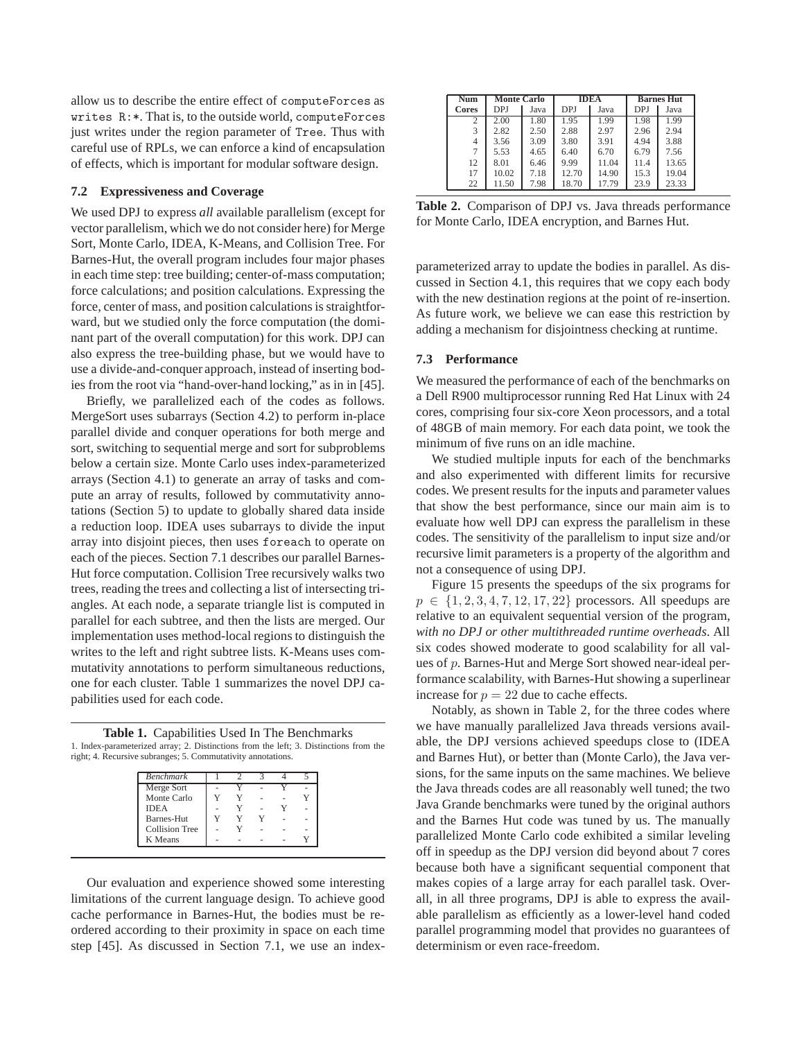allow us to describe the entire effect of `computeForces` as `writes R:*`. That is, to the outside world, `computeForces` just writes under the region parameter of `Tree`. Thus with careful use of RPLs, we can enforce a kind of encapsulation of effects, which is important for modular software design.

### 7.2 Expressiveness and Coverage

We used DPJ to express *all* available parallelism (except for vector parallelism, which we do not consider here) for Merge Sort, Monte Carlo, IDEA, K-Means, and Collision Tree. For Barnes-Hut, the overall program includes four major phases in each time step: tree building; center-of-mass computation; force calculations; and position calculations. Expressing the force, center of mass, and position calculations is straightforward, but we studied only the force computation (the dominant part of the overall computation) for this work. DPJ can also express the tree-building phase, but we would have to use a divide-and-conquer approach, instead of inserting bodies from the root via "hand-over-hand locking," as in in [45].

Briefly, we parallelized each of the codes as follows. MergeSort uses subarrays (Section 4.2) to perform in-place parallel divide and conquer operations for both merge and sort, switching to sequential merge and sort for subproblems below a certain size. Monte Carlo uses index-parameterized arrays (Section 4.1) to generate an array of tasks and compute an array of results, followed by commutativity annotations (Section 5) to update to globally shared data inside a reduction loop. IDEA uses subarrays to divide the input array into disjoint pieces, then uses `foreach` to operate on each of the pieces. Section 7.1 describes our parallel Barnes-Hut force computation. Collision Tree recursively walks two trees, reading the trees and collecting a list of intersecting triangles. At each node, a separate triangle list is computed in parallel for each subtree, and then the lists are merged. Our implementation uses method-local regions to distinguish the writes to the left and right subtree lists. K-Means uses commutativity annotations to perform simultaneous reductions, one for each cluster. Table 1 summarizes the novel DPJ capabilities used for each code.

**Table 1.** Capabilities Used In The Benchmarks
1. Index-parameterized array; 2. Distinctions from the left; 3. Distinctions from the right; 4. Recursive subranges; 5. Commutativity annotations.

| *Benchmark* | 1 | 2 | 3 | 4 | 5 |
|---|---|---|---|---|---|
| Merge Sort | - | Y | - | Y | - |
| Monte Carlo | Y | Y | - | - | Y |
| IDEA | - | Y | - | Y | - |
| Barnes-Hut | Y | Y | Y | - | - |
| Collision Tree | - | Y | - | - | - |
| K Means | - | - | - | - | Y |

Our evaluation and experience showed some interesting limitations of the current language design. To achieve good cache performance in Barnes-Hut, the bodies must be reordered according to their proximity in space on each time step [45]. As discussed in Section 7.1, we use an index-parameterized array to update the bodies in parallel. As discussed in Section 4.1, this requires that we copy each body with the new destination regions at the point of re-insertion. As future work, we believe we can ease this restriction by adding a mechanism for disjointness checking at runtime.

| Num | Monte Carlo | | IDEA | | Barnes Hut | |
|---|---|---|---|---|---|---|
| Cores | DPJ | Java | DPJ | Java | DPJ | Java |
| 2 | 2.00 | 1.80 | 1.95 | 1.99 | 1.98 | 1.99 |
| 3 | 2.82 | 2.50 | 2.88 | 2.97 | 2.96 | 2.94 |
| 4 | 3.56 | 3.09 | 3.80 | 3.91 | 4.94 | 3.88 |
| 7 | 5.53 | 4.65 | 6.40 | 6.70 | 6.79 | 7.56 |
| 12 | 8.01 | 6.46 | 9.99 | 11.04 | 11.4 | 13.65 |
| 17 | 10.02 | 7.18 | 12.70 | 14.90 | 15.3 | 19.04 |
| 22 | 11.50 | 7.98 | 18.70 | 17.79 | 23.9 | 23.33 |

**Table 2.** Comparison of DPJ vs. Java threads performance for Monte Carlo, IDEA encryption, and Barnes Hut.

### 7.3 Performance

We measured the performance of each of the benchmarks on a Dell R900 multiprocessor running Red Hat Linux with 24 cores, comprising four six-core Xeon processors, and a total of 48GB of main memory. For each data point, we took the minimum of five runs on an idle machine.

We studied multiple inputs for each of the benchmarks and also experimented with different limits for recursive codes. We present results for the inputs and parameter values that show the best performance, since our main aim is to evaluate how well DPJ can express the parallelism in these codes. The sensitivity of the parallelism to input size and/or recursive limit parameters is a property of the algorithm and not a consequence of using DPJ.

Figure 15 presents the speedups of the six programs for $p \in \{1, 2, 3, 4, 7, 12, 17, 22\}$ processors. All speedups are relative to an equivalent sequential version of the program, *with no DPJ or other multithreaded runtime overheads*. All six codes showed moderate to good scalability for all values of $p$. Barnes-Hut and Merge Sort showed near-ideal performance scalability, with Barnes-Hut showing a superlinear increase for $p = 22$ due to cache effects.

Notably, as shown in Table 2, for the three codes where we have manually parallelized Java threads versions available, the DPJ versions achieved speedups close to (IDEA and Barnes Hut), or better than (Monte Carlo), the Java versions, for the same inputs on the same machines. We believe the Java threads codes are all reasonably well tuned; the two Java Grande benchmarks were tuned by the original authors and the Barnes Hut code was tuned by us. The manually parallelized Monte Carlo code exhibited a similar leveling off in speedup as the DPJ version did beyond about 7 cores because both have a significant sequential component that makes copies of a large array for each parallel task. Overall, in all three programs, DPJ is able to express the available parallelism as efficiently as a lower-level hand coded parallel programming model that provides no guarantees of determinism or even race-freedom.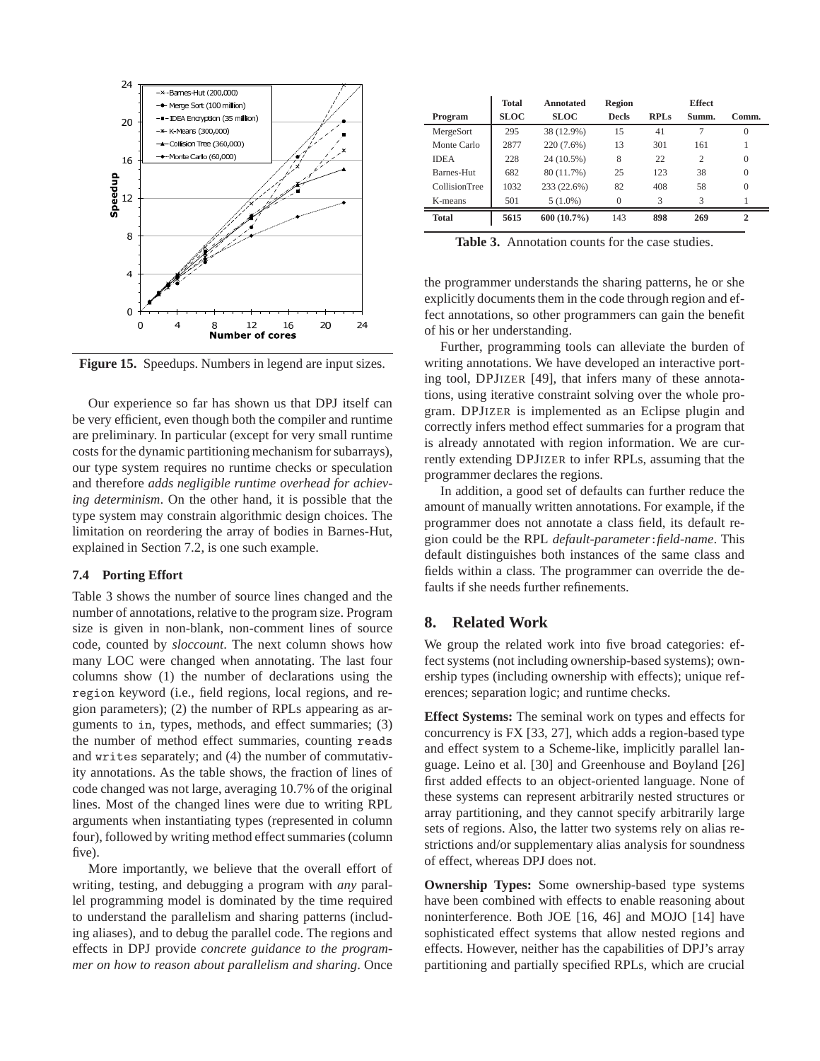Figure 15. Speedups. Numbers in legend are input sizes.

Our experience so far has shown us that DPJ itself can be very efficient, even though both the compiler and runtime are preliminary. In particular (except for very small runtime costs for the dynamic partitioning mechanism for subarrays), our type system requires no runtime checks or speculation and therefore *adds negligible runtime overhead for achieving determinism*. On the other hand, it is possible that the type system may constrain algorithmic design choices. The limitation on reordering the array of bodies in Barnes-Hut, explained in Section 7.2, is one such example.

### 7.4 Porting Effort

Table 3 shows the number of source lines changed and the number of annotations, relative to the program size. Program size is given in non-blank, non-comment lines of source code, counted by *sloccount*. The next column shows how many LOC were changed when annotating. The last four columns show (1) the number of declarations using the `region` keyword (i.e., field regions, local regions, and region parameters); (2) the number of RPLs appearing as arguments to `in`, types, methods, and effect summaries; (3) the number of method effect summaries, counting `reads` and `writes` separately; and (4) the number of commutativity annotations. As the table shows, the fraction of lines of code changed was not large, averaging 10.7% of the original lines. Most of the changed lines were due to writing RPL arguments when instantiating types (represented in column four), followed by writing method effect summaries (column five).

More importantly, we believe that the overall effort of writing, testing, and debugging a program with *any* parallel programming model is dominated by the time required to understand the parallelism and sharing patterns (including aliases), and to debug the parallel code. The regions and effects in DPJ provide *concrete guidance to the programmer on how to reason about parallelism and sharing*. Once the programmer understands the sharing patterns, he or she explicitly documents them in the code through region and effect annotations, so other programmers can gain the benefit of his or her understanding.

| Program | Total SLOC | Annotated SLOC | Region Decls | RPLs | Effect Summ. | Comm. |
|---|---|---|---|---|---|---|
| MergeSort | 295 | 38 (12.9%) | 15 | 41 | 7 | 0 |
| Monte Carlo | 2877 | 220 (7.6%) | 13 | 301 | 161 | 1 |
| IDEA | 228 | 24 (10.5%) | 8 | 22 | 2 | 0 |
| Barnes-Hut | 682 | 80 (11.7%) | 25 | 123 | 38 | 0 |
| CollisionTree | 1032 | 233 (22.6%) | 82 | 408 | 58 | 0 |
| K-means | 501 | 5 (1.0%) | 0 | 3 | 3 | 1 |
| **Total** | **5615** | **600 (10.7%)** | 143 | **898** | **269** | **2** |

**Table 3.** Annotation counts for the case studies.

Further, programming tools can alleviate the burden of writing annotations. We have developed an interactive porting tool, DPJIZER [49], that infers many of these annotations, using iterative constraint solving over the whole program. DPJIZER is implemented as an Eclipse plugin and correctly infers method effect summaries for a program that is already annotated with region information. We are currently extending DPJIZER to infer RPLs, assuming that the programmer declares the regions.

In addition, a good set of defaults can further reduce the amount of manually written annotations. For example, if the programmer does not annotate a class field, its default region could be the RPL *default-parameter*:*field-name*. This default distinguishes both instances of the same class and fields within a class. The programmer can override the defaults if she needs further refinements.

## 8. Related Work

We group the related work into five broad categories: effect systems (not including ownership-based systems); ownership types (including ownership with effects); unique references; separation logic; and runtime checks.

**Effect Systems:** The seminal work on types and effects for concurrency is FX [33, 27], which adds a region-based type and effect system to a Scheme-like, implicitly parallel language. Leino et al. [30] and Greenhouse and Boyland [26] first added effects to an object-oriented language. None of these systems can represent arbitrarily nested structures or array partitioning, and they cannot specify arbitrarily large sets of regions. Also, the latter two systems rely on alias restrictions and/or supplementary alias analysis for soundness of effect, whereas DPJ does not.

**Ownership Types:** Some ownership-based type systems have been combined with effects to enable reasoning about noninterference. Both JOE [16, 46] and MOJO [14] have sophisticated effect systems that allow nested regions and effects. However, neither has the capabilities of DPJ's array partitioning and partially specified RPLs, which are crucial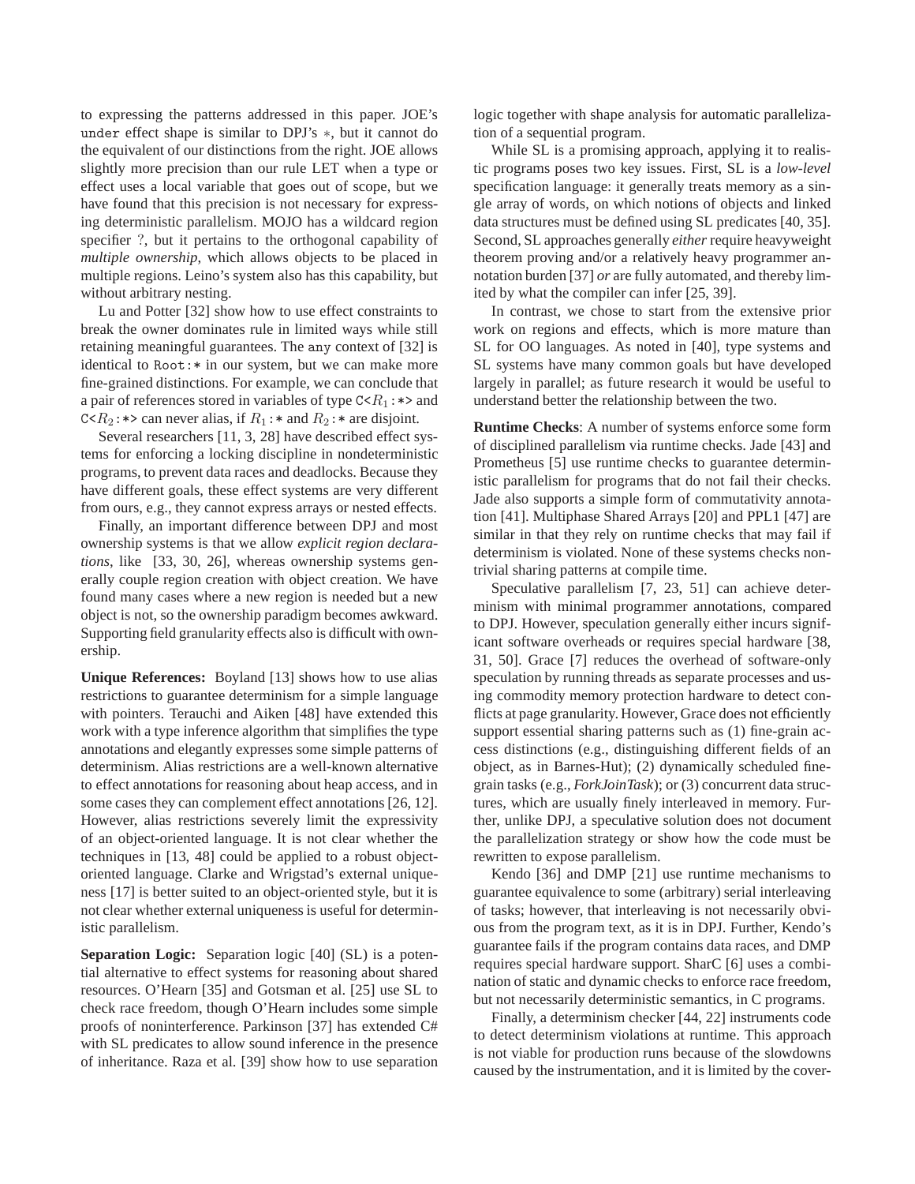to expressing the patterns addressed in this paper. JOE's `under` effect shape is similar to DPJ's $*$, but it cannot do the equivalent of our distinctions from the right. JOE allows slightly more precision than our rule LET when a type or effect uses a local variable that goes out of scope, but we have found that this precision is not necessary for expressing deterministic parallelism. MOJO has a wildcard region specifier ?, but it pertains to the orthogonal capability of *multiple ownership*, which allows objects to be placed in multiple regions. Leino's system also has this capability, but without arbitrary nesting.

Lu and Potter [32] show how to use effect constraints to break the owner dominates rule in limited ways while still retaining meaningful guarantees. The `any` context of [32] is identical to `Root:*` in our system, but we can make more fine-grained distinctions. For example, we can conclude that a pair of references stored in variables of type `C<`$R_1$`:*>` and `C<`$R_2$`:*>` can never alias, if $R_1$`:*` and $R_2$`:*` are disjoint.

Several researchers [11, 3, 28] have described effect systems for enforcing a locking discipline in nondeterministic programs, to prevent data races and deadlocks. Because they have different goals, these effect systems are very different from ours, e.g., they cannot express arrays or nested effects.

Finally, an important difference between DPJ and most ownership systems is that we allow *explicit region declarations*, like [33, 30, 26], whereas ownership systems generally couple region creation with object creation. We have found many cases where a new region is needed but a new object is not, so the ownership paradigm becomes awkward. Supporting field granularity effects also is difficult with ownership.

**Unique References:** Boyland [13] shows how to use alias restrictions to guarantee determinism for a simple language with pointers. Terauchi and Aiken [48] have extended this work with a type inference algorithm that simplifies the type annotations and elegantly expresses some simple patterns of determinism. Alias restrictions are a well-known alternative to effect annotations for reasoning about heap access, and in some cases they can complement effect annotations [26, 12]. However, alias restrictions severely limit the expressivity of an object-oriented language. It is not clear whether the techniques in [13, 48] could be applied to a robust object-oriented language. Clarke and Wrigstad's external uniqueness [17] is better suited to an object-oriented style, but it is not clear whether external uniqueness is useful for deterministic parallelism.

**Separation Logic:** Separation logic [40] (SL) is a potential alternative to effect systems for reasoning about shared resources. O'Hearn [35] and Gotsman et al. [25] use SL to check race freedom, though O'Hearn includes some simple proofs of noninterference. Parkinson [37] has extended C# with SL predicates to allow sound inference in the presence of inheritance. Raza et al. [39] show how to use separation logic together with shape analysis for automatic parallelization of a sequential program.

While SL is a promising approach, applying it to realistic programs poses two key issues. First, SL is a *low-level* specification language: it generally treats memory as a single array of words, on which notions of objects and linked data structures must be defined using SL predicates [40, 35]. Second, SL approaches generally *either* require heavyweight theorem proving and/or a relatively heavy programmer annotation burden [37] *or* are fully automated, and thereby limited by what the compiler can infer [25, 39].

In contrast, we chose to start from the extensive prior work on regions and effects, which is more mature than SL for OO languages. As noted in [40], type systems and SL systems have many common goals but have developed largely in parallel; as future research it would be useful to understand better the relationship between the two.

**Runtime Checks**: A number of systems enforce some form of disciplined parallelism via runtime checks. Jade [43] and Prometheus [5] use runtime checks to guarantee deterministic parallelism for programs that do not fail their checks. Jade also supports a simple form of commutativity annotation [41]. Multiphase Shared Arrays [20] and PPL1 [47] are similar in that they rely on runtime checks that may fail if determinism is violated. None of these systems checks nontrivial sharing patterns at compile time.

Speculative parallelism [7, 23, 51] can achieve determinism with minimal programmer annotations, compared to DPJ. However, speculation generally either incurs significant software overheads or requires special hardware [38, 31, 50]. Grace [7] reduces the overhead of software-only speculation by running threads as separate processes and using commodity memory protection hardware to detect conflicts at page granularity. However, Grace does not efficiently support essential sharing patterns such as (1) fine-grain access distinctions (e.g., distinguishing different fields of an object, as in Barnes-Hut); (2) dynamically scheduled fine-grain tasks (e.g., *ForkJoinTask*); or (3) concurrent data structures, which are usually finely interleaved in memory. Further, unlike DPJ, a speculative solution does not document the parallelization strategy or show how the code must be rewritten to expose parallelism.

Kendo [36] and DMP [21] use runtime mechanisms to guarantee equivalence to some (arbitrary) serial interleaving of tasks; however, that interleaving is not necessarily obvious from the program text, as it is in DPJ. Further, Kendo's guarantee fails if the program contains data races, and DMP requires special hardware support. SharC [6] uses a combination of static and dynamic checks to enforce race freedom, but not necessarily deterministic semantics, in C programs.

Finally, a determinism checker [44, 22] instruments code to detect determinism violations at runtime. This approach is not viable for production runs because of the slowdowns caused by the instrumentation, and it is limited by the cover-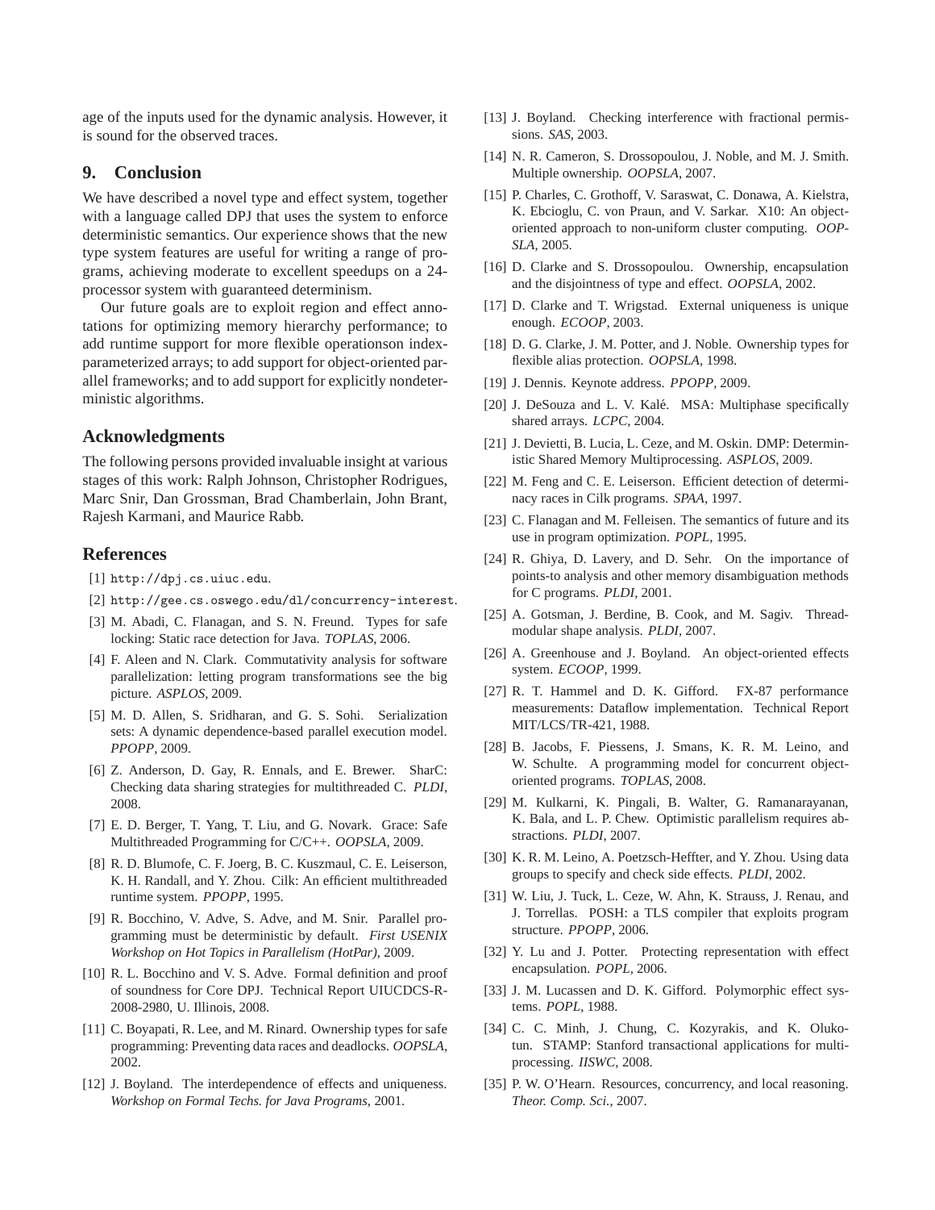age of the inputs used for the dynamic analysis. However, it is sound for the observed traces.

## 9. Conclusion

We have described a novel type and effect system, together with a language called DPJ that uses the system to enforce deterministic semantics. Our experience shows that the new type system features are useful for writing a range of programs, achieving moderate to excellent speedups on a 24-processor system with guaranteed determinism.

Our future goals are to exploit region and effect annotations for optimizing memory hierarchy performance; to add runtime support for more flexible operationson index-parameterized arrays; to add support for object-oriented parallel frameworks; and to add support for explicitly nondeterministic algorithms.

## Acknowledgments

The following persons provided invaluable insight at various stages of this work: Ralph Johnson, Christopher Rodrigues, Marc Snir, Dan Grossman, Brad Chamberlain, John Brant, Rajesh Karmani, and Maurice Rabb.

## References

[1] `http://dpj.cs.uiuc.edu`.

[2] `http://gee.cs.oswego.edu/dl/concurrency-interest`.

[3] M. Abadi, C. Flanagan, and S. N. Freund. Types for safe locking: Static race detection for Java. *TOPLAS*, 2006.

[4] F. Aleen and N. Clark. Commutativity analysis for software parallelization: letting program transformations see the big picture. *ASPLOS*, 2009.

[5] M. D. Allen, S. Sridharan, and G. S. Sohi. Serialization sets: A dynamic dependence-based parallel execution model. *PPOPP*, 2009.

[6] Z. Anderson, D. Gay, R. Ennals, and E. Brewer. SharC: Checking data sharing strategies for multithreaded C. *PLDI*, 2008.

[7] E. D. Berger, T. Yang, T. Liu, and G. Novark. Grace: Safe Multithreaded Programming for C/C++. *OOPSLA*, 2009.

[8] R. D. Blumofe, C. F. Joerg, B. C. Kuszmaul, C. E. Leiserson, K. H. Randall, and Y. Zhou. Cilk: An efficient multithreaded runtime system. *PPOPP*, 1995.

[9] R. Bocchino, V. Adve, S. Adve, and M. Snir. Parallel programming must be deterministic by default. *First USENIX Workshop on Hot Topics in Parallelism (HotPar)*, 2009.

[10] R. L. Bocchino and V. S. Adve. Formal definition and proof of soundness for Core DPJ. Technical Report UIUCDCS-R-2008-2980, U. Illinois, 2008.

[11] C. Boyapati, R. Lee, and M. Rinard. Ownership types for safe programming: Preventing data races and deadlocks. *OOPSLA*, 2002.

[12] J. Boyland. The interdependence of effects and uniqueness. *Workshop on Formal Techs. for Java Programs*, 2001.

[13] J. Boyland. Checking interference with fractional permissions. *SAS*, 2003.

[14] N. R. Cameron, S. Drossopoulou, J. Noble, and M. J. Smith. Multiple ownership. *OOPSLA*, 2007.

[15] P. Charles, C. Grothoff, V. Saraswat, C. Donawa, A. Kielstra, K. Ebcioglu, C. von Praun, and V. Sarkar. X10: An object-oriented approach to non-uniform cluster computing. *OOPSLA*, 2005.

[16] D. Clarke and S. Drossopoulou. Ownership, encapsulation and the disjointness of type and effect. *OOPSLA*, 2002.

[17] D. Clarke and T. Wrigstad. External uniqueness is unique enough. *ECOOP*, 2003.

[18] D. G. Clarke, J. M. Potter, and J. Noble. Ownership types for flexible alias protection. *OOPSLA*, 1998.

[19] J. Dennis. Keynote address. *PPOPP*, 2009.

[20] J. DeSouza and L. V. Kalé. MSA: Multiphase specifically shared arrays. *LCPC*, 2004.

[21] J. Devietti, B. Lucia, L. Ceze, and M. Oskin. DMP: Deterministic Shared Memory Multiprocessing. *ASPLOS*, 2009.

[22] M. Feng and C. E. Leiserson. Efficient detection of determinacy races in Cilk programs. *SPAA*, 1997.

[23] C. Flanagan and M. Felleisen. The semantics of future and its use in program optimization. *POPL*, 1995.

[24] R. Ghiya, D. Lavery, and D. Sehr. On the importance of points-to analysis and other memory disambiguation methods for C programs. *PLDI*, 2001.

[25] A. Gotsman, J. Berdine, B. Cook, and M. Sagiv. Thread-modular shape analysis. *PLDI*, 2007.

[26] A. Greenhouse and J. Boyland. An object-oriented effects system. *ECOOP*, 1999.

[27] R. T. Hammel and D. K. Gifford. FX-87 performance measurements: Dataflow implementation. Technical Report MIT/LCS/TR-421, 1988.

[28] B. Jacobs, F. Piessens, J. Smans, K. R. M. Leino, and W. Schulte. A programming model for concurrent object-oriented programs. *TOPLAS*, 2008.

[29] M. Kulkarni, K. Pingali, B. Walter, G. Ramanarayanan, K. Bala, and L. P. Chew. Optimistic parallelism requires abstractions. *PLDI*, 2007.

[30] K. R. M. Leino, A. Poetzsch-Heffter, and Y. Zhou. Using data groups to specify and check side effects. *PLDI*, 2002.

[31] W. Liu, J. Tuck, L. Ceze, W. Ahn, K. Strauss, J. Renau, and J. Torrellas. POSH: a TLS compiler that exploits program structure. *PPOPP*, 2006.

[32] Y. Lu and J. Potter. Protecting representation with effect encapsulation. *POPL*, 2006.

[33] J. M. Lucassen and D. K. Gifford. Polymorphic effect systems. *POPL*, 1988.

[34] C. C. Minh, J. Chung, C. Kozyrakis, and K. Olukotun. STAMP: Stanford transactional applications for multi-processing. *IISWC*, 2008.

[35] P. W. O'Hearn. Resources, concurrency, and local reasoning. *Theor. Comp. Sci.*, 2007.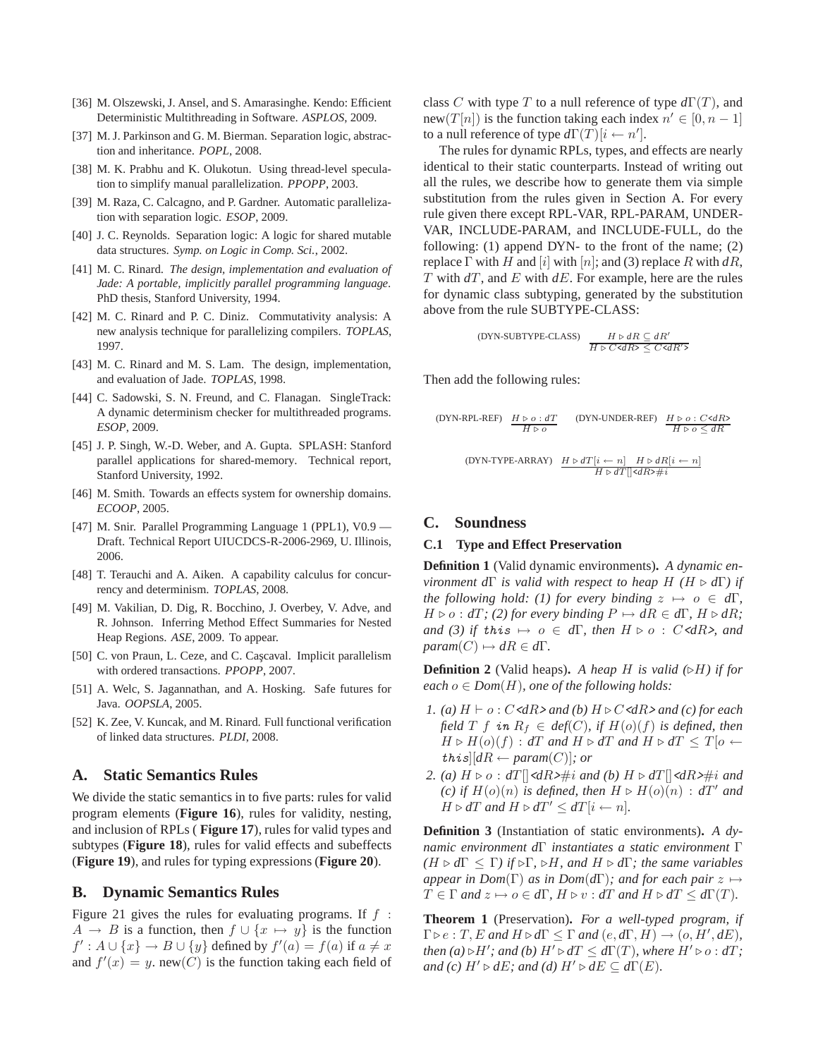[36] M. Olszewski, J. Ansel, and S. Amarasinghe. Kendo: Efficient Deterministic Multithreading in Software. *ASPLOS*, 2009.

[37] M. J. Parkinson and G. M. Bierman. Separation logic, abstraction and inheritance. *POPL*, 2008.

[38] M. K. Prabhu and K. Olukotun. Using thread-level speculation to simplify manual parallelization. *PPOPP*, 2003.

[39] M. Raza, C. Calcagno, and P. Gardner. Automatic parallelization with separation logic. *ESOP*, 2009.

[40] J. C. Reynolds. Separation logic: A logic for shared mutable data structures. *Symp. on Logic in Comp. Sci.*, 2002.

[41] M. C. Rinard. *The design, implementation and evaluation of Jade: A portable, implicitly parallel programming language.* PhD thesis, Stanford University, 1994.

[42] M. C. Rinard and P. C. Diniz. Commutativity analysis: A new analysis technique for parallelizing compilers. *TOPLAS*, 1997.

[43] M. C. Rinard and M. S. Lam. The design, implementation, and evaluation of Jade. *TOPLAS*, 1998.

[44] C. Sadowski, S. N. Freund, and C. Flanagan. SingleTrack: A dynamic determinism checker for multithreaded programs. *ESOP*, 2009.

[45] J. P. Singh, W.-D. Weber, and A. Gupta. SPLASH: Stanford parallel applications for shared-memory. Technical report, Stanford University, 1992.

[46] M. Smith. Towards an effects system for ownership domains. *ECOOP*, 2005.

[47] M. Snir. Parallel Programming Language 1 (PPL1), V0.9 — Draft. Technical Report UIUCDCS-R-2006-2969, U. Illinois, 2006.

[48] T. Terauchi and A. Aiken. A capability calculus for concurrency and determinism. *TOPLAS*, 2008.

[49] M. Vakilian, D. Dig, R. Bocchino, J. Overbey, V. Adve, and R. Johnson. Inferring Method Effect Summaries for Nested Heap Regions. *ASE*, 2009. To appear.

[50] C. von Praun, L. Ceze, and C. Caşcaval. Implicit parallelism with ordered transactions. *PPOPP*, 2007.

[51] A. Welc, S. Jagannathan, and A. Hosking. Safe futures for Java. *OOPSLA*, 2005.

[52] K. Zee, V. Kuncak, and M. Rinard. Full functional verification of linked data structures. *PLDI*, 2008.

## A. Static Semantics Rules

We divide the static semantics in to five parts: rules for valid program elements (**Figure 16**), rules for validity, nesting, and inclusion of RPLs ( **Figure 17**), rules for valid types and subtypes (**Figure 18**), rules for valid effects and subeffects (**Figure 19**), and rules for typing expressions (**Figure 20**).

## B. Dynamic Semantics Rules

Figure 21 gives the rules for evaluating programs. If $f : A \rightarrow B$ is a function, then $f \cup \{x \mapsto y\}$ is the function $f' : A \cup \{x\} \rightarrow B \cup \{y\}$ defined by $f'(a) = f(a)$ if $a \neq x$ and $f'(x) = y$. new($C$) is the function taking each field of class $C$ with type $T$ to a null reference of type $d\Gamma(T)$, and new($T[n]$) is the function taking each index $n' \in [0, n-1]$ to a null reference of type $d\Gamma(T)[i \leftarrow n']$.

The rules for dynamic RPLs, types, and effects are nearly identical to their static counterparts. Instead of writing out all the rules, we describe how to generate them via simple substitution from the rules given in Section A. For every rule given there except RPL-VAR, RPL-PARAM, UNDER-VAR, INCLUDE-PARAM, and INCLUDE-FULL, do the following: (1) append DYN- to the front of the name; (2) replace $\Gamma$ with $H$ and $[i]$ with $[n]$; and (3) replace $R$ with $dR$, $T$ with $dT$, and $E$ with $dE$. For example, here are the rules for dynamic class subtyping, generated by the substitution above from the rule SUBTYPE-CLASS:

$$\text{(DYN-SUBTYPE-CLASS)} \quad \frac{H \triangleright dR \subseteq dR'}{H \triangleright C\texttt{<}dR\texttt{>} \leq C\texttt{<}dR'\texttt{>}}$$

Then add the following rules:

$$\text{(DYN-RPL-REF)} \quad \frac{H \triangleright o : dT}{H \triangleright o} \qquad \text{(DYN-UNDER-REF)} \quad \frac{H \triangleright o : C\texttt{<}dR\texttt{>}}{H \triangleright o \leq dR}$$

$$\text{(DYN-TYPE-ARRAY)} \quad \frac{H \triangleright dT[i \leftarrow n] \quad H \triangleright dR[i \leftarrow n]}{H \triangleright dT[]\texttt{<}dR\texttt{>}\#i}$$

## C. Soundness

### C.1 Type and Effect Preservation

**Definition 1** (Valid dynamic environments)**.** *A dynamic environment $d\Gamma$ is valid with respect to heap $H$ ($H \triangleright d\Gamma$) if the following hold: (1) for every binding $z \mapsto o \in d\Gamma$, $H \triangleright o : dT$; (2) for every binding $P \mapsto dR \in d\Gamma$, $H \triangleright dR$; and (3) if $\textbf{this} \mapsto o \in d\Gamma$, then $H \triangleright o : C\texttt{<}dR\texttt{>}$, and $param(C) \mapsto dR \in d\Gamma$.*

**Definition 2** (Valid heaps)**.** *A heap $H$ is valid ($\triangleright H$) if for each $o \in Dom(H)$, one of the following holds:*

1. *(a) $H \vdash o : C\texttt{<}dR\texttt{>}$ and (b) $H \triangleright C\texttt{<}dR\texttt{>}$ and (c) for each field $T\ f\ \textbf{in}\ R_f \in def(C)$, if $H(o)(f)$ is defined, then $H \triangleright H(o)(f) : dT$ and $H \triangleright dT$ and $H \triangleright dT \leq T[o \leftarrow \textbf{this}][dR \leftarrow param(C)]$; or*
2. *(a) $H \triangleright o : dT[]\texttt{<}dR\texttt{>}\#i$ and (b) $H \triangleright dT[]\texttt{<}dR\texttt{>}\#i$ and (c) if $H(o)(n)$ is defined, then $H \triangleright H(o)(n) : dT'$ and $H \triangleright dT$ and $H \triangleright dT' \leq dT[i \leftarrow n]$.*

**Definition 3** (Instantiation of static environments)**.** *A dynamic environment $d\Gamma$ instantiates a static environment $\Gamma$ ($H \triangleright d\Gamma \leq \Gamma$) if $\triangleright\Gamma$, $\triangleright H$, and $H \triangleright d\Gamma$; the same variables appear in $Dom(\Gamma)$ as in $Dom(d\Gamma)$; and for each pair $z \mapsto T \in \Gamma$ and $z \mapsto o \in d\Gamma$, $H \triangleright v : dT$ and $H \triangleright dT \leq d\Gamma(T)$.*

**Theorem 1** (Preservation)**.** *For a well-typed program, if $\Gamma \triangleright e : T, E$ and $H \triangleright d\Gamma \leq \Gamma$ and $(e, d\Gamma, H) \rightarrow (o, H', dE)$, then (a) $\triangleright H'$; and (b) $H' \triangleright dT \leq d\Gamma(T)$, where $H' \triangleright o : dT$; and (c) $H' \triangleright dE$; and (d) $H' \triangleright dE \subseteq d\Gamma(E)$.*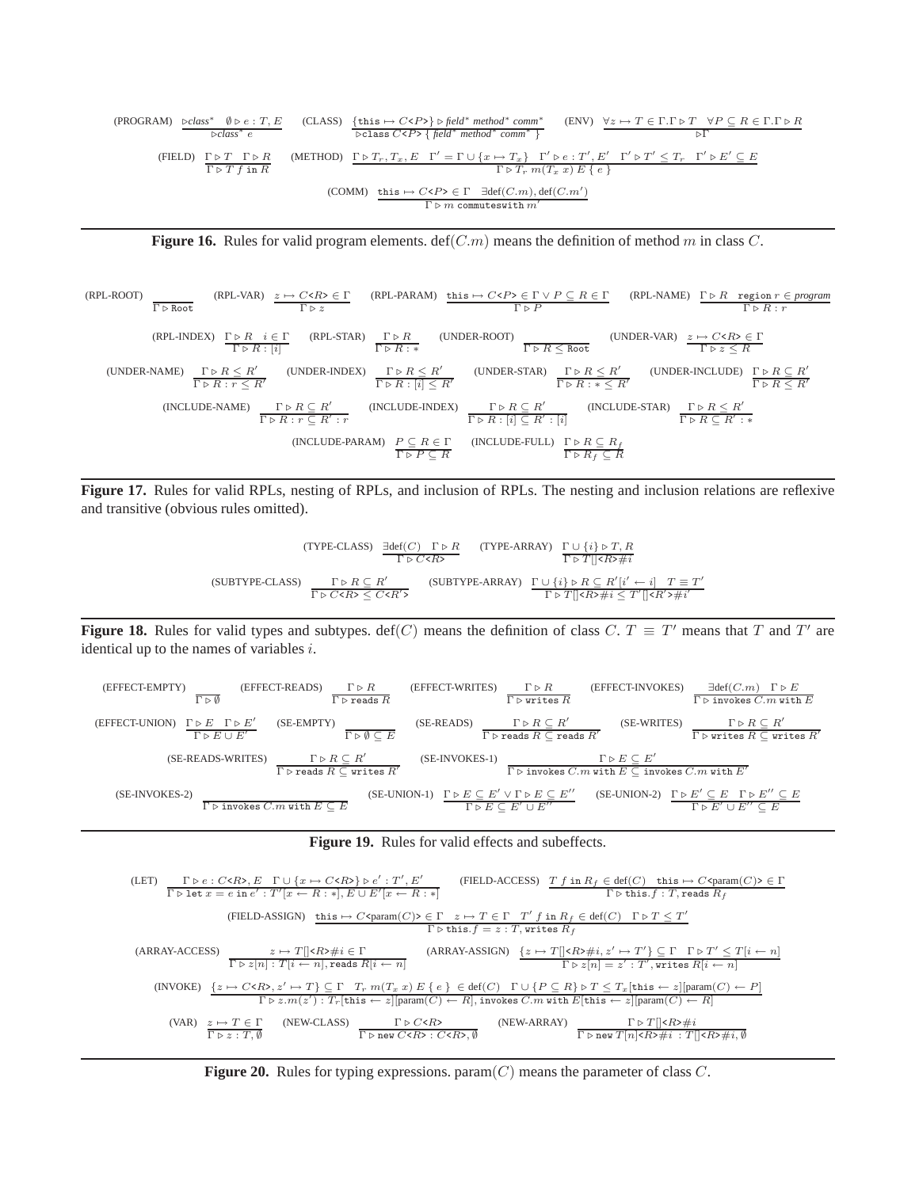(PROGRAM) $\dfrac{\triangleright \textit{class}^* \quad \emptyset \triangleright e : T, E}{\triangleright \textit{class}^*\ e}$ (CLASS) $\dfrac{\{\texttt{this} \mapsto C\texttt{<}P\texttt{>}\} \triangleright \textit{field}^*\ \textit{method}^*\ \textit{comm}^*}{\triangleright \texttt{class}\ C\texttt{<}P\texttt{>}\ \{\ \textit{field}^*\ \textit{method}^*\ \textit{comm}^*\ \}}$ (ENV) $\dfrac{\forall z \mapsto T \in \Gamma . \Gamma \triangleright T \quad \forall P \subseteq R \in \Gamma . \Gamma \triangleright R}{\triangleright \Gamma}$

(FIELD) $\dfrac{\Gamma \triangleright T \quad \Gamma \triangleright R}{\Gamma \triangleright T\ f\ \texttt{in}\ R}$ (METHOD) $\dfrac{\Gamma \triangleright T_r, T_x, E \quad \Gamma' = \Gamma \cup \{x \mapsto T_x\} \quad \Gamma' \triangleright e : T', E' \quad \Gamma' \triangleright T' \leq T_r \quad \Gamma' \triangleright E' \subseteq E}{\Gamma \triangleright T_r\ m(T_x\ x)\ E\ \{\ e\ \}}$

(COMM) $\dfrac{\texttt{this} \mapsto C\texttt{<}P\texttt{>} \in \Gamma \quad \exists \text{def}(C.m), \text{def}(C.m')}{\Gamma \triangleright m\ \texttt{commuteswith}\ m'}$

**Figure 16.** Rules for valid program elements. def$(C.m)$ means the definition of method $m$ in class $C$.

(RPL-ROOT) $\dfrac{}{\Gamma \triangleright \texttt{Root}}$ (RPL-VAR) $\dfrac{z \mapsto C\texttt{<}R\texttt{>} \in \Gamma}{\Gamma \triangleright z}$ (RPL-PARAM) $\dfrac{\texttt{this} \mapsto C\texttt{<}P\texttt{>} \in \Gamma \vee P \subseteq R \in \Gamma}{\Gamma \triangleright P}$ (RPL-NAME) $\dfrac{\Gamma \triangleright R \quad \texttt{region}\ r \in \textit{program}}{\Gamma \triangleright R : r}$

(RPL-INDEX) $\dfrac{\Gamma \triangleright R \quad i \in \Gamma}{\Gamma \triangleright R : [i]}$ (RPL-STAR) $\dfrac{\Gamma \triangleright R}{\Gamma \triangleright R : *}$ (UNDER-ROOT) $\dfrac{}{\Gamma \triangleright R \leq \texttt{Root}}$ (UNDER-VAR) $\dfrac{z \mapsto C\texttt{<}R\texttt{>} \in \Gamma}{\Gamma \triangleright z \leq R}$

(UNDER-NAME) $\dfrac{\Gamma \triangleright R \leq R'}{\Gamma \triangleright R : r \leq R'}$ (UNDER-INDEX) $\dfrac{\Gamma \triangleright R \leq R'}{\Gamma \triangleright R : [i] \leq R'}$ (UNDER-STAR) $\dfrac{\Gamma \triangleright R \leq R'}{\Gamma \triangleright R : * \leq R'}$ (UNDER-INCLUDE) $\dfrac{\Gamma \triangleright R \subseteq R'}{\Gamma \triangleright R \leq R'}$

(INCLUDE-NAME) $\dfrac{\Gamma \triangleright R \subseteq R'}{\Gamma \triangleright R : r \subseteq R' : r}$ (INCLUDE-INDEX) $\dfrac{\Gamma \triangleright R \subseteq R'}{\Gamma \triangleright R : [i] \subseteq R' : [i]}$ (INCLUDE-STAR) $\dfrac{\Gamma \triangleright R \leq R'}{\Gamma \triangleright R \subseteq R' : *}$

(INCLUDE-PARAM) $\dfrac{P \subseteq R \in \Gamma}{\Gamma \triangleright P \subseteq R}$ (INCLUDE-FULL) $\dfrac{\Gamma \triangleright R \subseteq R_f}{\Gamma \triangleright R_f \subseteq R}$

**Figure 17.** Rules for valid RPLs, nesting of RPLs, and inclusion of RPLs. The nesting and inclusion relations are reflexive and transitive (obvious rules omitted).

(TYPE-CLASS) $\dfrac{\exists \text{def}(C) \quad \Gamma \triangleright R}{\Gamma \triangleright C\texttt{<}R\texttt{>}}$ (TYPE-ARRAY) $\dfrac{\Gamma \cup \{i\} \triangleright T, R}{\Gamma \triangleright T[]\texttt{<}R\texttt{>}\#i}$

(SUBTYPE-CLASS) $\dfrac{\Gamma \triangleright R \subseteq R'}{\Gamma \triangleright C\texttt{<}R\texttt{>} \leq C\texttt{<}R'\texttt{>}}$ (SUBTYPE-ARRAY) $\dfrac{\Gamma \cup \{i\} \triangleright R \subseteq R'[i' \leftarrow i] \quad T \equiv T'}{\Gamma \triangleright T[]\texttt{<}R\texttt{>}\#i \leq T'[]\texttt{<}R'\texttt{>}\#i'}$

**Figure 18.** Rules for valid types and subtypes. def$(C)$ means the definition of class $C$. $T \equiv T'$ means that $T$ and $T'$ are identical up to the names of variables $i$.

(EFFECT-EMPTY) $\dfrac{}{\Gamma \triangleright \emptyset}$ (EFFECT-READS) $\dfrac{\Gamma \triangleright R}{\Gamma \triangleright \texttt{reads}\ R}$ (EFFECT-WRITES) $\dfrac{\Gamma \triangleright R}{\Gamma \triangleright \texttt{writes}\ R}$ (EFFECT-INVOKES) $\dfrac{\exists \text{def}(C.m) \quad \Gamma \triangleright E}{\Gamma \triangleright \texttt{invokes}\ C.m\ \texttt{with}\ E}$

(EFFECT-UNION) $\dfrac{\Gamma \triangleright E \quad \Gamma \triangleright E'}{\Gamma \triangleright E \cup E'}$ (SE-EMPTY) $\dfrac{}{\Gamma \triangleright \emptyset \subseteq E}$ (SE-READS) $\dfrac{\Gamma \triangleright R \subseteq R'}{\Gamma \triangleright \texttt{reads}\ R \subseteq \texttt{reads}\ R'}$ (SE-WRITES) $\dfrac{\Gamma \triangleright R \subseteq R'}{\Gamma \triangleright \texttt{writes}\ R \subseteq \texttt{writes}\ R'}$

(SE-READS-WRITES) $\dfrac{\Gamma \triangleright R \subseteq R'}{\Gamma \triangleright \texttt{reads}\ R \subseteq \texttt{writes}\ R'}$ (SE-INVOKES-1) $\dfrac{\Gamma \triangleright E \subseteq E'}{\Gamma \triangleright \texttt{invokes}\ C.m\ \texttt{with}\ E \subseteq \texttt{invokes}\ C.m\ \texttt{with}\ E'}$

(SE-INVOKES-2) $\dfrac{}{\Gamma \triangleright \texttt{invokes}\ C.m\ \texttt{with}\ E \subseteq E}$ (SE-UNION-1) $\dfrac{\Gamma \triangleright E \subseteq E' \vee \Gamma \triangleright E \subseteq E''}{\Gamma \triangleright E \subseteq E' \cup E''}$ (SE-UNION-2) $\dfrac{\Gamma \triangleright E' \subseteq E \quad \Gamma \triangleright E'' \subseteq E}{\Gamma \triangleright E' \cup E'' \subseteq E}$

**Figure 19.** Rules for valid effects and subeffects.

(LET) $\dfrac{\Gamma \triangleright e : C\texttt{<}R\texttt{>}, E \quad \Gamma \cup \{x \mapsto C\texttt{<}R\texttt{>}\} \triangleright e' : T', E'}{\Gamma \triangleright \texttt{let}\ x = e\ \texttt{in}\ e' : T'[x \leftarrow R : *], E \cup E'[x \leftarrow R : *]}$ (FIELD-ACCESS) $\dfrac{T\ f\ \texttt{in}\ R_f \in \text{def}(C) \quad \texttt{this} \mapsto C\texttt{<}\text{param}(C)\texttt{>} \in \Gamma}{\Gamma \triangleright \texttt{this}.f : T, \texttt{reads}\ R_f}$

(FIELD-ASSIGN) $\dfrac{\texttt{this} \mapsto C\texttt{<}\text{param}(C)\texttt{>} \in \Gamma \quad z \mapsto T \in \Gamma \quad T'\ f\ \texttt{in}\ R_f \in \text{def}(C) \quad \Gamma \triangleright T \leq T'}{\Gamma \triangleright \texttt{this}.f = z : T, \texttt{writes}\ R_f}$

(ARRAY-ACCESS) $\dfrac{z \mapsto T[]\texttt{<}R\texttt{>}\#i \in \Gamma}{\Gamma \triangleright z[n] : T[i \leftarrow n], \texttt{reads}\ R[i \leftarrow n]}$ (ARRAY-ASSIGN) $\dfrac{\{z \mapsto T[]\texttt{<}R\texttt{>}\#i, z' \mapsto T'\} \subseteq \Gamma \quad \Gamma \triangleright T' \leq T[i \leftarrow n]}{\Gamma \triangleright z[n] = z' : T', \texttt{writes}\ R[i \leftarrow n]}$

(INVOKE) $\dfrac{\{z \mapsto C\texttt{<}R\texttt{>}, z' \mapsto T\} \subseteq \Gamma \quad T_r\ m(T_x\ x)\ E\ \{\ e\ \} \in \text{def}(C) \quad \Gamma \cup \{P \subseteq R\} \triangleright T \leq T_x[\texttt{this} \leftarrow z][\text{param}(C) \leftarrow P]}{\Gamma \triangleright z.m(z') : T_r[\texttt{this} \leftarrow z][\text{param}(C) \leftarrow R], \texttt{invokes}\ C.m\ \texttt{with}\ E[\texttt{this} \leftarrow z][\text{param}(C) \leftarrow R]}$

(VAR) $\dfrac{z \mapsto T \in \Gamma}{\Gamma \triangleright z : T, \emptyset}$ (NEW-CLASS) $\dfrac{\Gamma \triangleright C\texttt{<}R\texttt{>}}{\Gamma \triangleright \texttt{new}\ C\texttt{<}R\texttt{>} : C\texttt{<}R\texttt{>}, \emptyset}$ (NEW-ARRAY) $\dfrac{\Gamma \triangleright T[]\texttt{<}R\texttt{>}\#i}{\Gamma \triangleright \texttt{new}\ T[n]\texttt{<}R\texttt{>}\#i : T[]\texttt{<}R\texttt{>}\#i, \emptyset}$

**Figure 20.** Rules for typing expressions. param$(C)$ means the parameter of class $C$.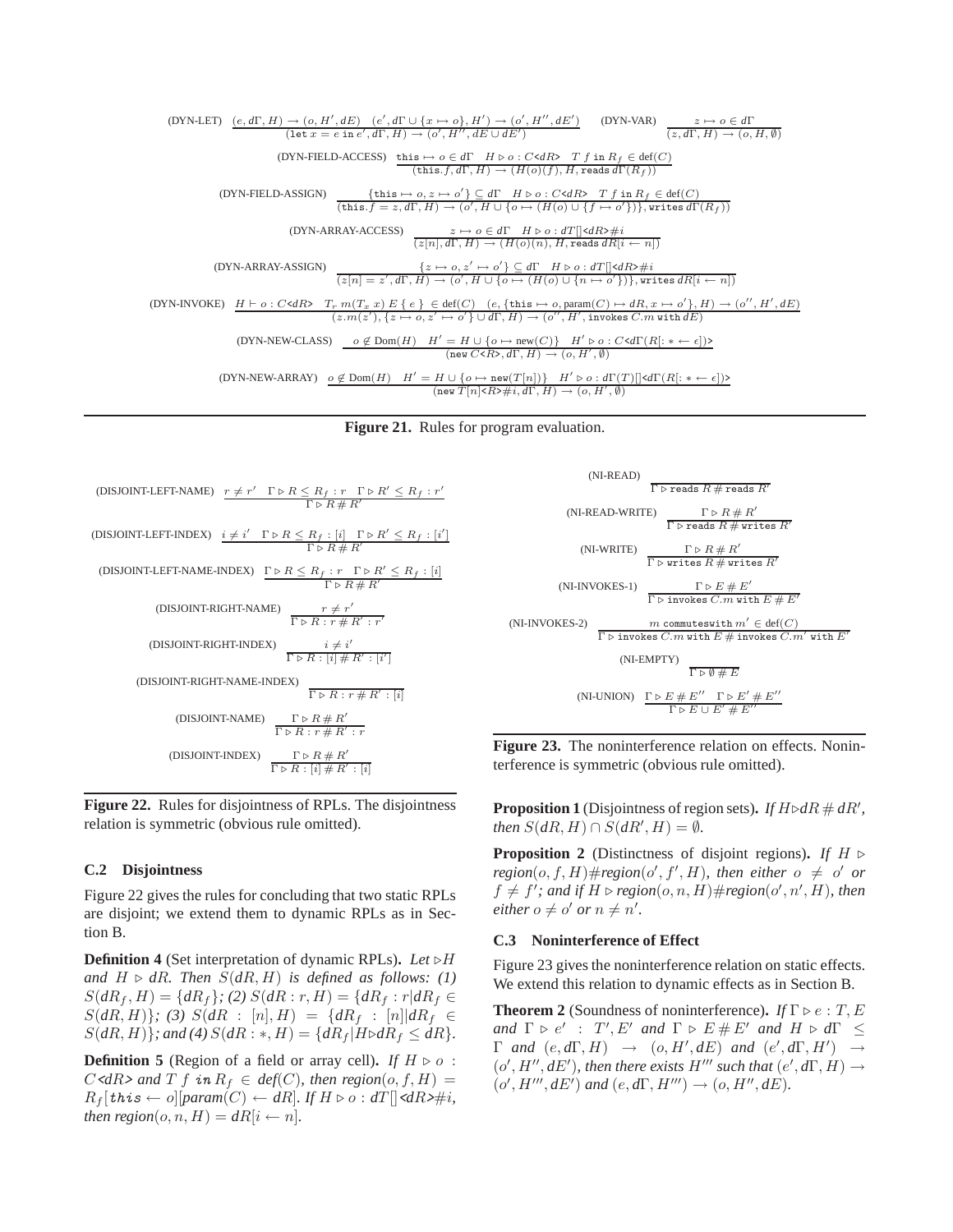$$\text{(DYN-LET)}\quad \frac{(e, d\Gamma, H) \rightarrow (o, H', dE) \quad (e', d\Gamma \cup \{x \mapsto o\}, H') \rightarrow (o', H'', dE')}{(\texttt{let}\ x = e\ \texttt{in}\ e', d\Gamma, H) \rightarrow (o', H'', dE \cup dE')} \qquad \text{(DYN-VAR)}\quad \frac{z \mapsto o \in d\Gamma}{(z, d\Gamma, H) \rightarrow (o, H, \emptyset)}$$

$$\text{(DYN-FIELD-ACCESS)}\quad \frac{\texttt{this} \mapsto o \in d\Gamma \quad H \triangleright o : C\texttt{<}dR\texttt{>} \quad T\ f\ \texttt{in}\ R_f \in \text{def}(C)}{(\texttt{this}.f, d\Gamma, H) \rightarrow (H(o)(f), H, \texttt{reads}\ d\Gamma(R_f))}$$

$$\text{(DYN-FIELD-ASSIGN)}\quad \frac{\{\texttt{this} \mapsto o, z \mapsto o'\} \subseteq d\Gamma \quad H \triangleright o : C\texttt{<}dR\texttt{>} \quad T\ f\ \texttt{in}\ R_f \in \text{def}(C)}{(\texttt{this}.f = z, d\Gamma, H) \rightarrow (o', H \cup \{o \mapsto (H(o) \cup \{f \mapsto o'\})\}, \texttt{writes}\ d\Gamma(R_f))}$$

$$\text{(DYN-ARRAY-ACCESS)}\quad \frac{z \mapsto o \in d\Gamma \quad H \triangleright o : dT[]\texttt{<}dR\texttt{>}\#i}{(z[n], d\Gamma, H) \rightarrow (H(o)(n), H, \texttt{reads}\ dR[i \leftarrow n])}$$

$$\text{(DYN-ARRAY-ASSIGN)}\quad \frac{\{z \mapsto o, z' \mapsto o'\} \subseteq d\Gamma \quad H \triangleright o : dT[]\texttt{<}dR\texttt{>}\#i}{(z[n] = z', d\Gamma, H) \rightarrow (o', H \cup \{o \mapsto (H(o) \cup \{n \mapsto o'\})\}, \texttt{writes}\ dR[i \leftarrow n])}$$

$$\text{(DYN-INVOKE)}\quad \frac{H \vdash o : C\texttt{<}dR\texttt{>} \quad T_r\ m(T_x\ x)\ E\ \{\ e\ \} \in \text{def}(C) \quad (e, \{\texttt{this} \mapsto o, \text{param}(C) \mapsto dR, x \mapsto o'\}, H) \rightarrow (o'', H', dE)}{(z.m(z'), \{z \mapsto o, z' \mapsto o'\} \cup d\Gamma, H) \rightarrow (o'', H', \texttt{invokes}\ C.m\ \texttt{with}\ dE)}$$

$$\text{(DYN-NEW-CLASS)}\quad \frac{o \notin \text{Dom}(H) \quad H' = H \cup \{o \mapsto \text{new}(C)\} \quad H' \triangleright o : C\texttt{<}d\Gamma(R[: * \leftarrow \epsilon])\texttt{>}}{(\texttt{new}\ C\texttt{<}R\texttt{>}, d\Gamma, H) \rightarrow (o, H', \emptyset)}$$

$$\text{(DYN-NEW-ARRAY)}\quad \frac{o \notin \text{Dom}(H) \quad H' = H \cup \{o \mapsto \texttt{new}(T[n])\} \quad H' \triangleright o : d\Gamma(T)[]\texttt{<}d\Gamma(R[: * \leftarrow \epsilon])\texttt{>}}{(\texttt{new}\ T[n]\texttt{<}R\texttt{>}\#i, d\Gamma, H) \rightarrow (o, H', \emptyset)}$$

**Figure 21.** Rules for program evaluation.

$$\text{(DISJOINT-LEFT-NAME)}\quad \frac{r \neq r' \quad \Gamma \triangleright R \leq R_f : r \quad \Gamma \triangleright R' \leq R_f : r'}{\Gamma \triangleright R \# R'}$$

$$\text{(DISJOINT-LEFT-INDEX)}\quad \frac{i \neq i' \quad \Gamma \triangleright R \leq R_f : [i] \quad \Gamma \triangleright R' \leq R_f : [i']}{\Gamma \triangleright R \# R'}$$

$$\text{(DISJOINT-LEFT-NAME-INDEX)}\quad \frac{\Gamma \triangleright R \leq R_f : r \quad \Gamma \triangleright R' \leq R_f : [i]}{\Gamma \triangleright R \# R'}$$

$$\text{(DISJOINT-RIGHT-NAME)}\quad \frac{r \neq r'}{\Gamma \triangleright R : r \# R' : r'}$$

$$\text{(DISJOINT-RIGHT-INDEX)}\quad \frac{i \neq i'}{\Gamma \triangleright R : [i] \# R' : [i']}$$

$$\text{(DISJOINT-RIGHT-NAME-INDEX)}\quad \frac{}{\Gamma \triangleright R : r \# R' : [i]}$$

$$\text{(DISJOINT-NAME)}\quad \frac{\Gamma \triangleright R \# R'}{\Gamma \triangleright R : r \# R' : r}$$

$$\text{(DISJOINT-INDEX)}\quad \frac{\Gamma \triangleright R \# R'}{\Gamma \triangleright R : [i] \# R' : [i]}$$

**Figure 22.** Rules for disjointness of RPLs. The disjointness relation is symmetric (obvious rule omitted).

### C.2 Disjointness

Figure 22 gives the rules for concluding that two static RPLs are disjoint; we extend them to dynamic RPLs as in Section B.

**Definition 4** (Set interpretation of dynamic RPLs)**.** *Let* $\triangleright H$ *and* $H \triangleright dR$. *Then* $S(dR, H)$ *is defined as follows: (1)* $S(dR_f, H) = \{dR_f\}$*; (2)* $S(dR : r, H) = \{dR_f : r | dR_f \in S(dR, H)\}$*; (3)* $S(dR : [n], H) = \{dR_f : [n] | dR_f \in S(dR, H)\}$*; and (4)* $S(dR : *, H) = \{dR_f | H \triangleright dR_f \leq dR\}$.

**Definition 5** (Region of a field or array cell)**.** *If* $H \triangleright o : C\texttt{<}dR\texttt{>}$ *and* $T\ f\ \textit{in}\ R_f \in \textit{def}(C)$, *then* $\textit{region}(o, f, H) = R_f[\textit{this} \leftarrow o][\textit{param}(C) \leftarrow dR]$. *If* $H \triangleright o : dT[]\texttt{<}dR\texttt{>}\#i$, *then* $\textit{region}(o, n, H) = dR[i \leftarrow n]$.

$$\text{(NI-READ)}\quad \frac{}{\Gamma \triangleright \texttt{reads}\ R \# \texttt{reads}\ R'}$$

$$\text{(NI-READ-WRITE)}\quad \frac{\Gamma \triangleright R \# R'}{\Gamma \triangleright \texttt{reads}\ R \# \texttt{writes}\ R'}$$

$$\text{(NI-WRITE)}\quad \frac{\Gamma \triangleright R \# R'}{\Gamma \triangleright \texttt{writes}\ R \# \texttt{writes}\ R'}$$

$$\text{(NI-INVOKES-1)}\quad \frac{\Gamma \triangleright E \# E'}{\Gamma \triangleright \texttt{invokes}\ C.m\ \texttt{with}\ E \# E'}$$

$$\text{(NI-INVOKES-2)}\quad \frac{m\ \texttt{commuteswith}\ m' \in \text{def}(C)}{\Gamma \triangleright \texttt{invokes}\ C.m\ \texttt{with}\ E \# \texttt{invokes}\ C.m'\ \texttt{with}\ E'}$$

$$\text{(NI-EMPTY)}\quad \frac{}{\Gamma \triangleright \emptyset \# E}$$

$$\text{(NI-UNION)}\quad \frac{\Gamma \triangleright E \# E'' \quad \Gamma \triangleright E' \# E''}{\Gamma \triangleright E \cup E' \# E''}$$

**Figure 23.** The noninterference relation on effects. Noninterference is symmetric (obvious rule omitted).

**Proposition 1** (Disjointness of region sets)**.** *If* $H \triangleright dR \# dR'$, *then* $S(dR, H) \cap S(dR', H) = \emptyset$.

**Proposition 2** (Distinctness of disjoint regions)**.** *If* $H \triangleright \textit{region}(o, f, H) \# \textit{region}(o', f', H)$, *then either* $o \neq o'$ *or* $f \neq f'$*; and if* $H \triangleright \textit{region}(o, n, H) \# \textit{region}(o', n', H)$, *then either* $o \neq o'$ *or* $n \neq n'$.

### C.3 Noninterference of Effect

Figure 23 gives the noninterference relation on static effects. We extend this relation to dynamic effects as in Section B.

**Theorem 2** (Soundness of noninterference)**.** *If* $\Gamma \triangleright e : T, E$ *and* $\Gamma \triangleright e' : T', E'$ *and* $\Gamma \triangleright E \# E'$ *and* $H \triangleright d\Gamma \leq \Gamma$ *and* $(e, d\Gamma, H) \rightarrow (o, H', dE)$ *and* $(e', d\Gamma, H') \rightarrow (o', H'', dE')$, *then there exists* $H'''$ *such that* $(e', d\Gamma, H) \rightarrow (o', H''', dE')$ *and* $(e, d\Gamma, H''') \rightarrow (o, H'', dE)$.